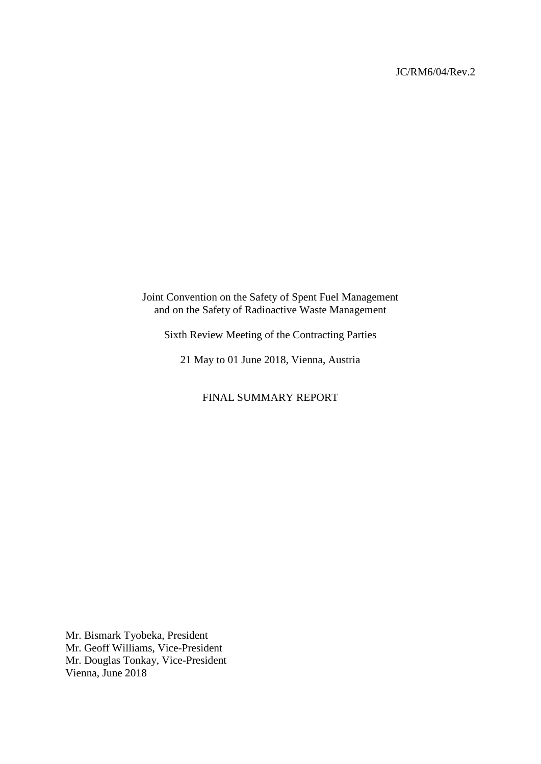JC/RM6/04/Rev.2

Joint Convention on the Safety of Spent Fuel Management
and on the Safety of Radioactive Waste Management

Sixth Review Meeting of the Contracting Parties

21 May to 01 June 2018, Vienna, Austria

FINAL SUMMARY REPORT

Mr. Bismark Tyobeka, President
Mr. Geoff Williams, Vice-President
Mr. Douglas Tonkay, Vice-President
Vienna, June 2018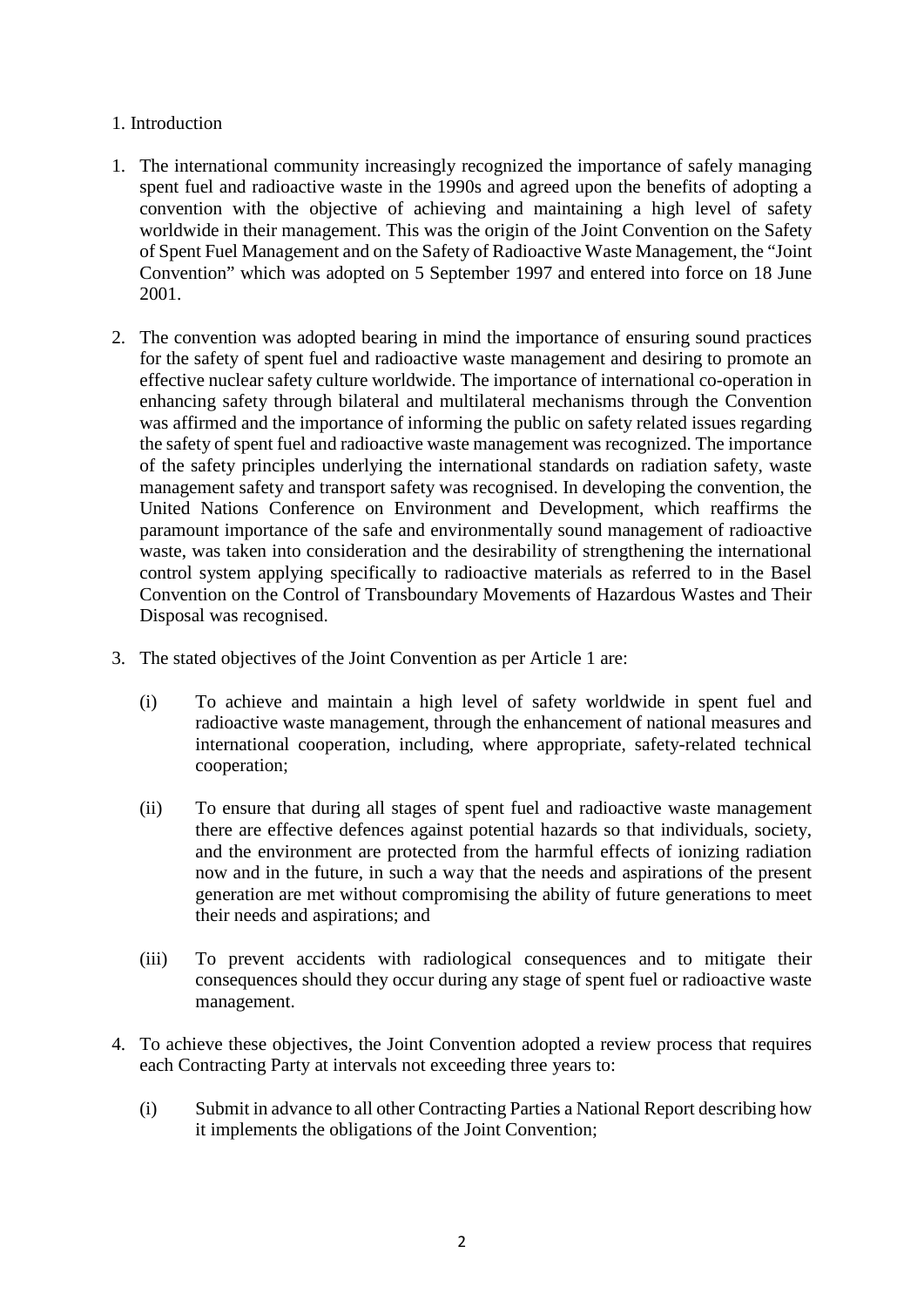# 1. Introduction

1. The international community increasingly recognized the importance of safely managing spent fuel and radioactive waste in the 1990s and agreed upon the benefits of adopting a convention with the objective of achieving and maintaining a high level of safety worldwide in their management. This was the origin of the Joint Convention on the Safety of Spent Fuel Management and on the Safety of Radioactive Waste Management, the "Joint Convention" which was adopted on 5 September 1997 and entered into force on 18 June 2001.

2. The convention was adopted bearing in mind the importance of ensuring sound practices for the safety of spent fuel and radioactive waste management and desiring to promote an effective nuclear safety culture worldwide. The importance of international co-operation in enhancing safety through bilateral and multilateral mechanisms through the Convention was affirmed and the importance of informing the public on safety related issues regarding the safety of spent fuel and radioactive waste management was recognized. The importance of the safety principles underlying the international standards on radiation safety, waste management safety and transport safety was recognised. In developing the convention, the United Nations Conference on Environment and Development, which reaffirms the paramount importance of the safe and environmentally sound management of radioactive waste, was taken into consideration and the desirability of strengthening the international control system applying specifically to radioactive materials as referred to in the Basel Convention on the Control of Transboundary Movements of Hazardous Wastes and Their Disposal was recognised.

3. The stated objectives of the Joint Convention as per Article 1 are:

   (i) To achieve and maintain a high level of safety worldwide in spent fuel and radioactive waste management, through the enhancement of national measures and international cooperation, including, where appropriate, safety-related technical cooperation;

   (ii) To ensure that during all stages of spent fuel and radioactive waste management there are effective defences against potential hazards so that individuals, society, and the environment are protected from the harmful effects of ionizing radiation now and in the future, in such a way that the needs and aspirations of the present generation are met without compromising the ability of future generations to meet their needs and aspirations; and

   (iii) To prevent accidents with radiological consequences and to mitigate their consequences should they occur during any stage of spent fuel or radioactive waste management.

4. To achieve these objectives, the Joint Convention adopted a review process that requires each Contracting Party at intervals not exceeding three years to:

   (i) Submit in advance to all other Contracting Parties a National Report describing how it implements the obligations of the Joint Convention;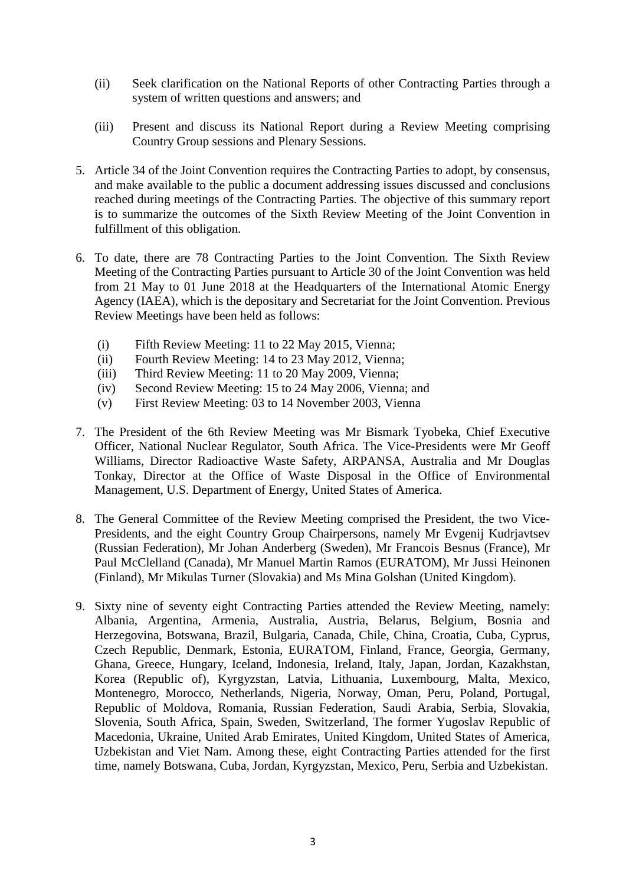(ii) Seek clarification on the National Reports of other Contracting Parties through a system of written questions and answers; and

(iii) Present and discuss its National Report during a Review Meeting comprising Country Group sessions and Plenary Sessions.

5. Article 34 of the Joint Convention requires the Contracting Parties to adopt, by consensus, and make available to the public a document addressing issues discussed and conclusions reached during meetings of the Contracting Parties. The objective of this summary report is to summarize the outcomes of the Sixth Review Meeting of the Joint Convention in fulfillment of this obligation.

6. To date, there are 78 Contracting Parties to the Joint Convention. The Sixth Review Meeting of the Contracting Parties pursuant to Article 30 of the Joint Convention was held from 21 May to 01 June 2018 at the Headquarters of the International Atomic Energy Agency (IAEA), which is the depositary and Secretariat for the Joint Convention. Previous Review Meetings have been held as follows:

   (i) Fifth Review Meeting: 11 to 22 May 2015, Vienna;
   (ii) Fourth Review Meeting: 14 to 23 May 2012, Vienna;
   (iii) Third Review Meeting: 11 to 20 May 2009, Vienna;
   (iv) Second Review Meeting: 15 to 24 May 2006, Vienna; and
   (v) First Review Meeting: 03 to 14 November 2003, Vienna

7. The President of the 6th Review Meeting was Mr Bismark Tyobeka, Chief Executive Officer, National Nuclear Regulator, South Africa. The Vice-Presidents were Mr Geoff Williams, Director Radioactive Waste Safety, ARPANSA, Australia and Mr Douglas Tonkay, Director at the Office of Waste Disposal in the Office of Environmental Management, U.S. Department of Energy, United States of America.

8. The General Committee of the Review Meeting comprised the President, the two Vice-Presidents, and the eight Country Group Chairpersons, namely Mr Evgenij Kudrjavtsev (Russian Federation), Mr Johan Anderberg (Sweden), Mr Francois Besnus (France), Mr Paul McClelland (Canada), Mr Manuel Martin Ramos (EURATOM), Mr Jussi Heinonen (Finland), Mr Mikulas Turner (Slovakia) and Ms Mina Golshan (United Kingdom).

9. Sixty nine of seventy eight Contracting Parties attended the Review Meeting, namely: Albania, Argentina, Armenia, Australia, Austria, Belarus, Belgium, Bosnia and Herzegovina, Botswana, Brazil, Bulgaria, Canada, Chile, China, Croatia, Cuba, Cyprus, Czech Republic, Denmark, Estonia, EURATOM, Finland, France, Georgia, Germany, Ghana, Greece, Hungary, Iceland, Indonesia, Ireland, Italy, Japan, Jordan, Kazakhstan, Korea (Republic of), Kyrgyzstan, Latvia, Lithuania, Luxembourg, Malta, Mexico, Montenegro, Morocco, Netherlands, Nigeria, Norway, Oman, Peru, Poland, Portugal, Republic of Moldova, Romania, Russian Federation, Saudi Arabia, Serbia, Slovakia, Slovenia, South Africa, Spain, Sweden, Switzerland, The former Yugoslav Republic of Macedonia, Ukraine, United Arab Emirates, United Kingdom, United States of America, Uzbekistan and Viet Nam. Among these, eight Contracting Parties attended for the first time, namely Botswana, Cuba, Jordan, Kyrgyzstan, Mexico, Peru, Serbia and Uzbekistan.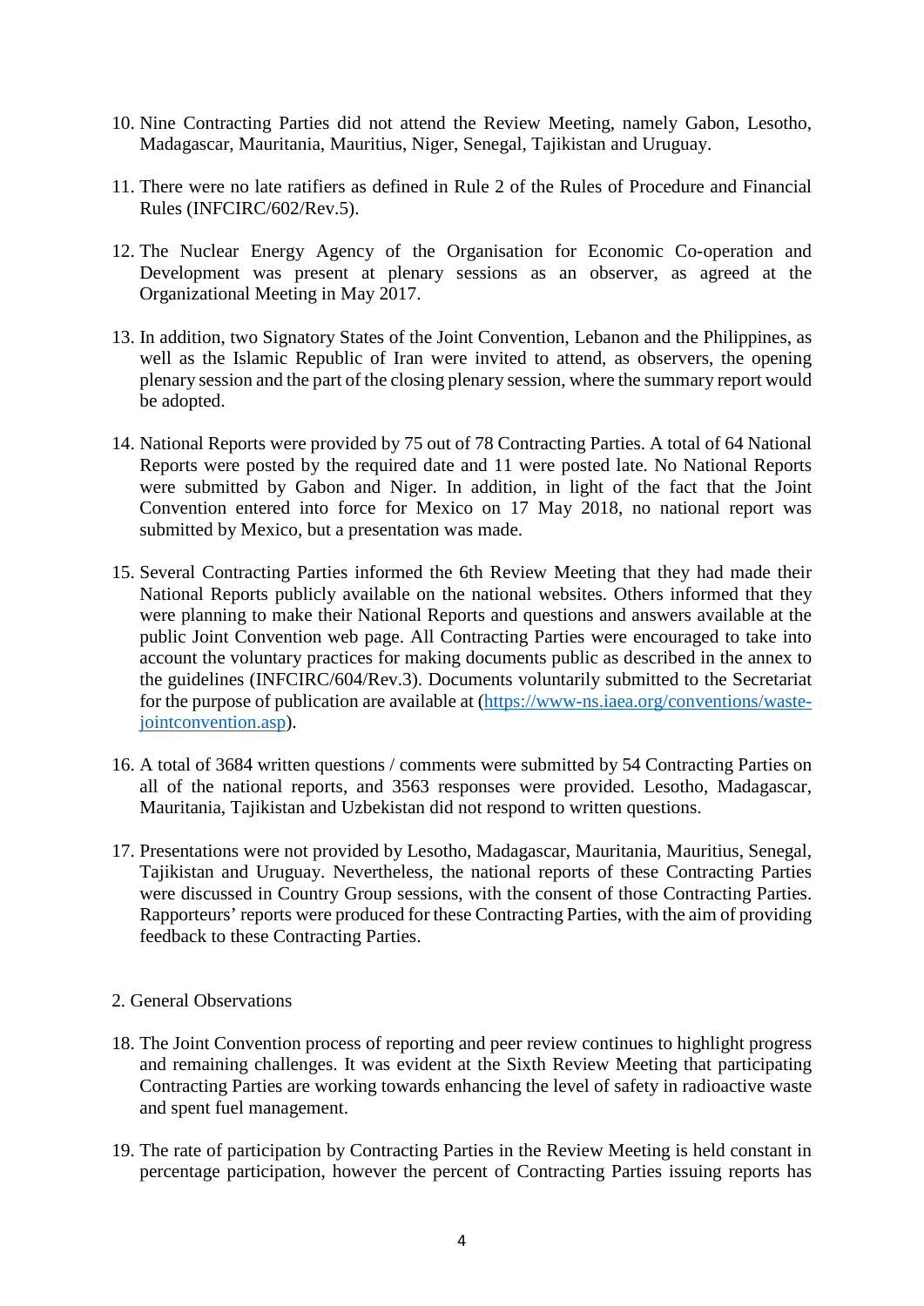10. Nine Contracting Parties did not attend the Review Meeting, namely Gabon, Lesotho, Madagascar, Mauritania, Mauritius, Niger, Senegal, Tajikistan and Uruguay.

11. There were no late ratifiers as defined in Rule 2 of the Rules of Procedure and Financial Rules (INFCIRC/602/Rev.5).

12. The Nuclear Energy Agency of the Organisation for Economic Co-operation and Development was present at plenary sessions as an observer, as agreed at the Organizational Meeting in May 2017.

13. In addition, two Signatory States of the Joint Convention, Lebanon and the Philippines, as well as the Islamic Republic of Iran were invited to attend, as observers, the opening plenary session and the part of the closing plenary session, where the summary report would be adopted.

14. National Reports were provided by 75 out of 78 Contracting Parties. A total of 64 National Reports were posted by the required date and 11 were posted late. No National Reports were submitted by Gabon and Niger. In addition, in light of the fact that the Joint Convention entered into force for Mexico on 17 May 2018, no national report was submitted by Mexico, but a presentation was made.

15. Several Contracting Parties informed the 6th Review Meeting that they had made their National Reports publicly available on the national websites. Others informed that they were planning to make their National Reports and questions and answers available at the public Joint Convention web page. All Contracting Parties were encouraged to take into account the voluntary practices for making documents public as described in the annex to the guidelines (INFCIRC/604/Rev.3). Documents voluntarily submitted to the Secretariat for the purpose of publication are available at (https://www-ns.iaea.org/conventions/waste-jointconvention.asp).

16. A total of 3684 written questions / comments were submitted by 54 Contracting Parties on all of the national reports, and 3563 responses were provided. Lesotho, Madagascar, Mauritania, Tajikistan and Uzbekistan did not respond to written questions.

17. Presentations were not provided by Lesotho, Madagascar, Mauritania, Mauritius, Senegal, Tajikistan and Uruguay. Nevertheless, the national reports of these Contracting Parties were discussed in Country Group sessions, with the consent of those Contracting Parties. Rapporteurs' reports were produced for these Contracting Parties, with the aim of providing feedback to these Contracting Parties.

## 2. General Observations

18. The Joint Convention process of reporting and peer review continues to highlight progress and remaining challenges. It was evident at the Sixth Review Meeting that participating Contracting Parties are working towards enhancing the level of safety in radioactive waste and spent fuel management.

19. The rate of participation by Contracting Parties in the Review Meeting is held constant in percentage participation, however the percent of Contracting Parties issuing reports has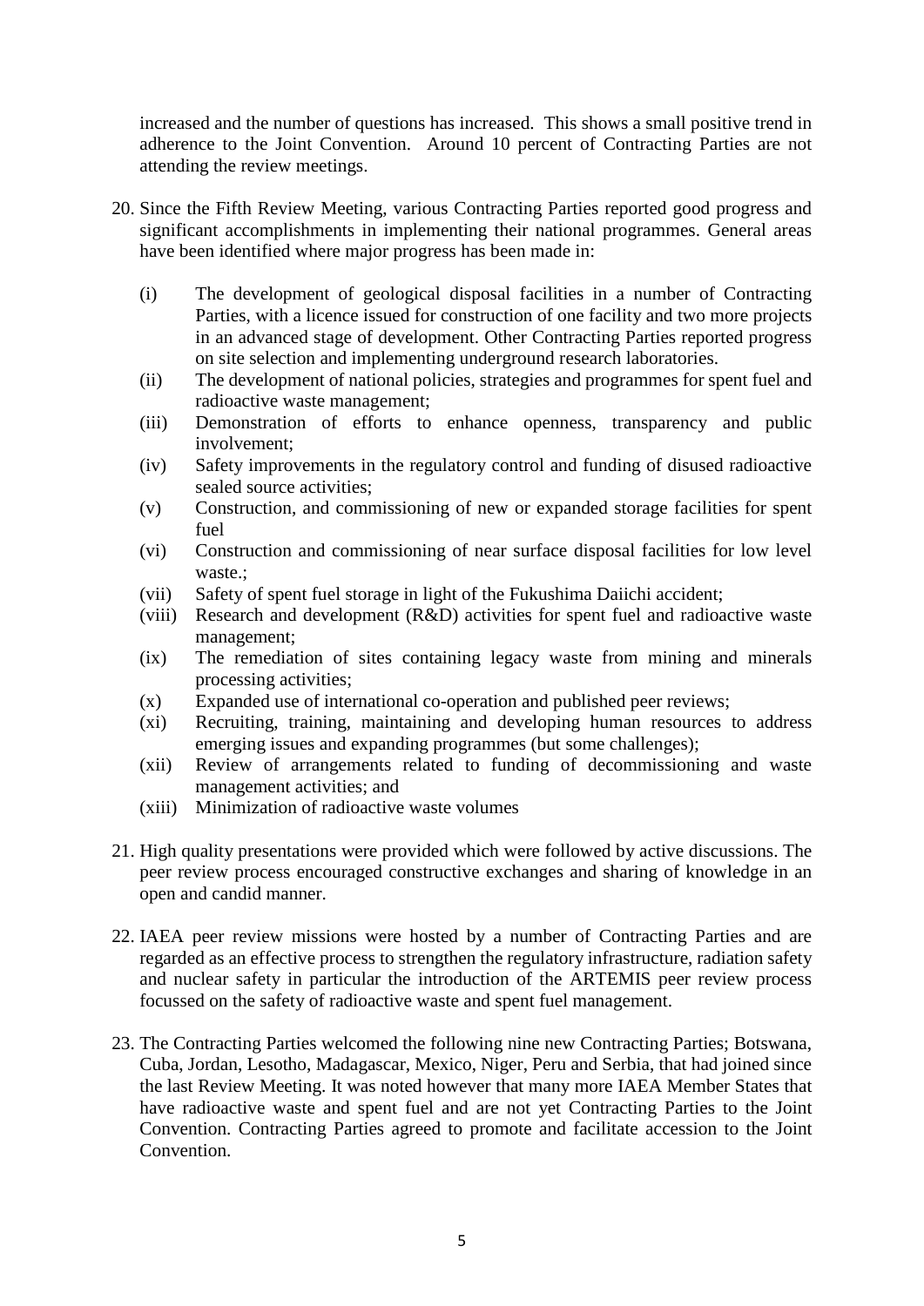increased and the number of questions has increased. This shows a small positive trend in adherence to the Joint Convention. Around 10 percent of Contracting Parties are not attending the review meetings.

20. Since the Fifth Review Meeting, various Contracting Parties reported good progress and significant accomplishments in implementing their national programmes. General areas have been identified where major progress has been made in:

    (i) The development of geological disposal facilities in a number of Contracting Parties, with a licence issued for construction of one facility and two more projects in an advanced stage of development. Other Contracting Parties reported progress on site selection and implementing underground research laboratories.
    (ii) The development of national policies, strategies and programmes for spent fuel and radioactive waste management;
    (iii) Demonstration of efforts to enhance openness, transparency and public involvement;
    (iv) Safety improvements in the regulatory control and funding of disused radioactive sealed source activities;
    (v) Construction, and commissioning of new or expanded storage facilities for spent fuel
    (vi) Construction and commissioning of near surface disposal facilities for low level waste.;
    (vii) Safety of spent fuel storage in light of the Fukushima Daiichi accident;
    (viii) Research and development (R&D) activities for spent fuel and radioactive waste management;
    (ix) The remediation of sites containing legacy waste from mining and minerals processing activities;
    (x) Expanded use of international co-operation and published peer reviews;
    (xi) Recruiting, training, maintaining and developing human resources to address emerging issues and expanding programmes (but some challenges);
    (xii) Review of arrangements related to funding of decommissioning and waste management activities; and
    (xiii) Minimization of radioactive waste volumes

21. High quality presentations were provided which were followed by active discussions. The peer review process encouraged constructive exchanges and sharing of knowledge in an open and candid manner.

22. IAEA peer review missions were hosted by a number of Contracting Parties and are regarded as an effective process to strengthen the regulatory infrastructure, radiation safety and nuclear safety in particular the introduction of the ARTEMIS peer review process focussed on the safety of radioactive waste and spent fuel management.

23. The Contracting Parties welcomed the following nine new Contracting Parties; Botswana, Cuba, Jordan, Lesotho, Madagascar, Mexico, Niger, Peru and Serbia, that had joined since the last Review Meeting. It was noted however that many more IAEA Member States that have radioactive waste and spent fuel and are not yet Contracting Parties to the Joint Convention. Contracting Parties agreed to promote and facilitate accession to the Joint Convention.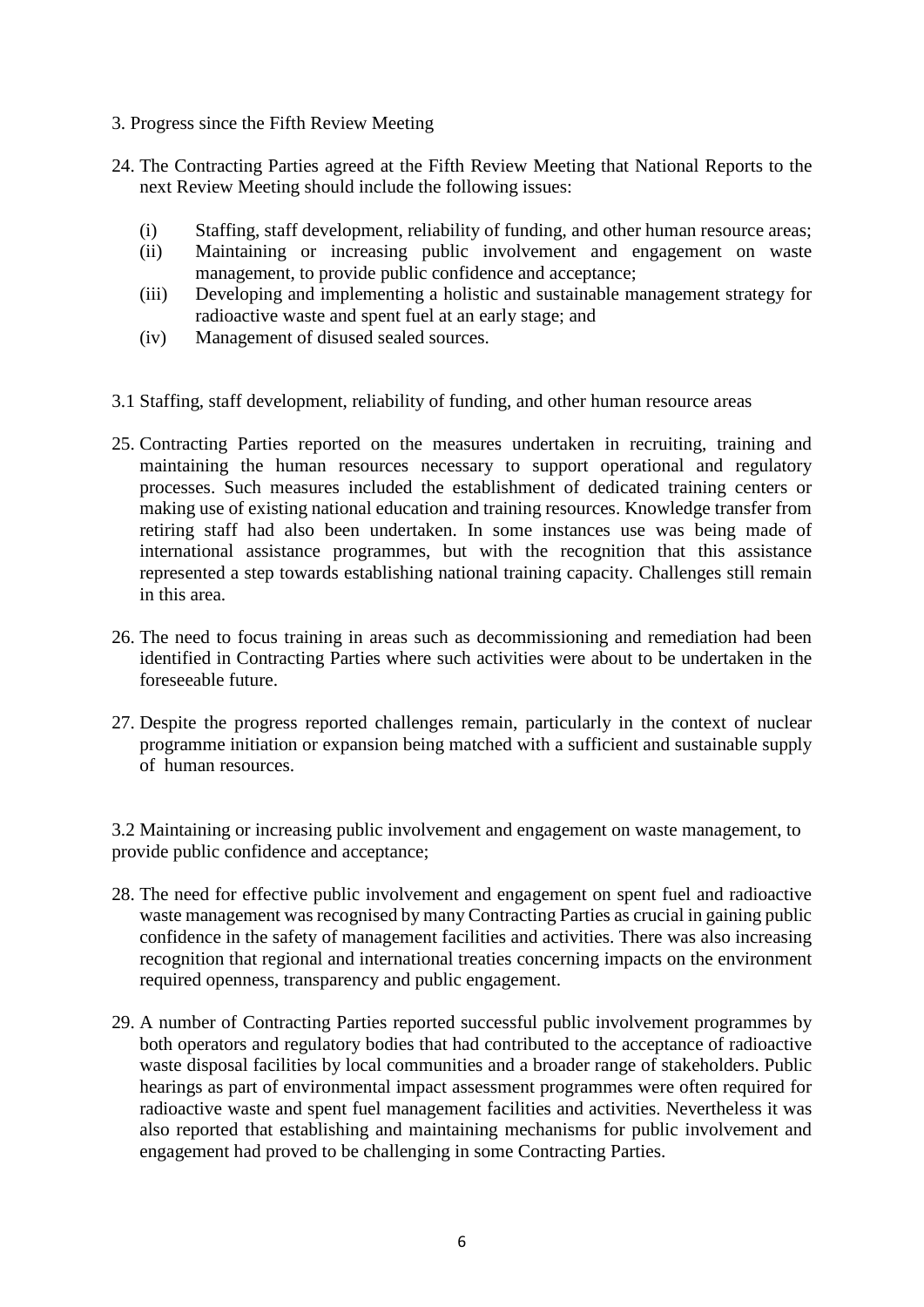## 3. Progress since the Fifth Review Meeting

24. The Contracting Parties agreed at the Fifth Review Meeting that National Reports to the next Review Meeting should include the following issues:

    (i) Staffing, staff development, reliability of funding, and other human resource areas;
    (ii) Maintaining or increasing public involvement and engagement on waste management, to provide public confidence and acceptance;
    (iii) Developing and implementing a holistic and sustainable management strategy for radioactive waste and spent fuel at an early stage; and
    (iv) Management of disused sealed sources.

### 3.1 Staffing, staff development, reliability of funding, and other human resource areas

25. Contracting Parties reported on the measures undertaken in recruiting, training and maintaining the human resources necessary to support operational and regulatory processes. Such measures included the establishment of dedicated training centers or making use of existing national education and training resources. Knowledge transfer from retiring staff had also been undertaken. In some instances use was being made of international assistance programmes, but with the recognition that this assistance represented a step towards establishing national training capacity. Challenges still remain in this area.

26. The need to focus training in areas such as decommissioning and remediation had been identified in Contracting Parties where such activities were about to be undertaken in the foreseeable future.

27. Despite the progress reported challenges remain, particularly in the context of nuclear programme initiation or expansion being matched with a sufficient and sustainable supply of human resources.

### 3.2 Maintaining or increasing public involvement and engagement on waste management, to provide public confidence and acceptance;

28. The need for effective public involvement and engagement on spent fuel and radioactive waste management was recognised by many Contracting Parties as crucial in gaining public confidence in the safety of management facilities and activities. There was also increasing recognition that regional and international treaties concerning impacts on the environment required openness, transparency and public engagement.

29. A number of Contracting Parties reported successful public involvement programmes by both operators and regulatory bodies that had contributed to the acceptance of radioactive waste disposal facilities by local communities and a broader range of stakeholders. Public hearings as part of environmental impact assessment programmes were often required for radioactive waste and spent fuel management facilities and activities. Nevertheless it was also reported that establishing and maintaining mechanisms for public involvement and engagement had proved to be challenging in some Contracting Parties.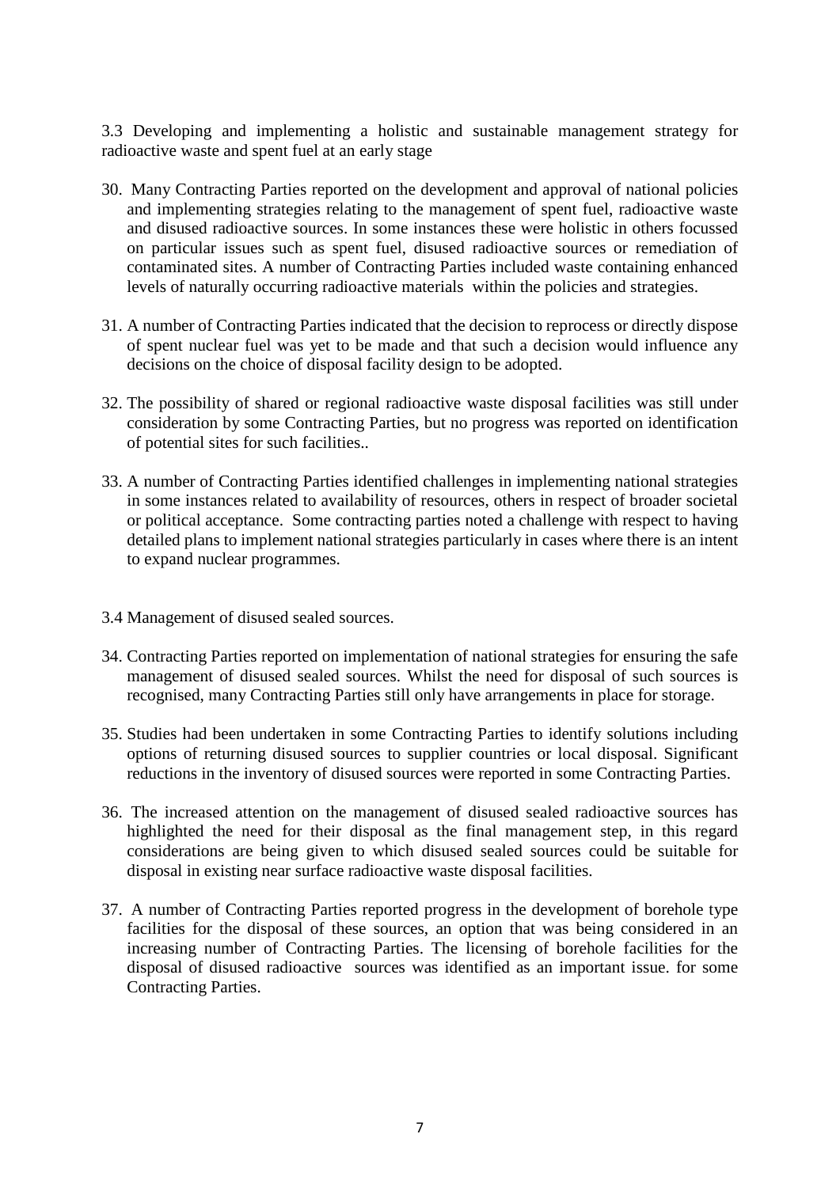### 3.3 Developing and implementing a holistic and sustainable management strategy for radioactive waste and spent fuel at an early stage

30. Many Contracting Parties reported on the development and approval of national policies and implementing strategies relating to the management of spent fuel, radioactive waste and disused radioactive sources. In some instances these were holistic in others focussed on particular issues such as spent fuel, disused radioactive sources or remediation of contaminated sites. A number of Contracting Parties included waste containing enhanced levels of naturally occurring radioactive materials within the policies and strategies.

31. A number of Contracting Parties indicated that the decision to reprocess or directly dispose of spent nuclear fuel was yet to be made and that such a decision would influence any decisions on the choice of disposal facility design to be adopted.

32. The possibility of shared or regional radioactive waste disposal facilities was still under consideration by some Contracting Parties, but no progress was reported on identification of potential sites for such facilities..

33. A number of Contracting Parties identified challenges in implementing national strategies in some instances related to availability of resources, others in respect of broader societal or political acceptance. Some contracting parties noted a challenge with respect to having detailed plans to implement national strategies particularly in cases where there is an intent to expand nuclear programmes.

### 3.4 Management of disused sealed sources.

34. Contracting Parties reported on implementation of national strategies for ensuring the safe management of disused sealed sources. Whilst the need for disposal of such sources is recognised, many Contracting Parties still only have arrangements in place for storage.

35. Studies had been undertaken in some Contracting Parties to identify solutions including options of returning disused sources to supplier countries or local disposal. Significant reductions in the inventory of disused sources were reported in some Contracting Parties.

36. The increased attention on the management of disused sealed radioactive sources has highlighted the need for their disposal as the final management step, in this regard considerations are being given to which disused sealed sources could be suitable for disposal in existing near surface radioactive waste disposal facilities.

37. A number of Contracting Parties reported progress in the development of borehole type facilities for the disposal of these sources, an option that was being considered in an increasing number of Contracting Parties. The licensing of borehole facilities for the disposal of disused radioactive sources was identified as an important issue. for some Contracting Parties.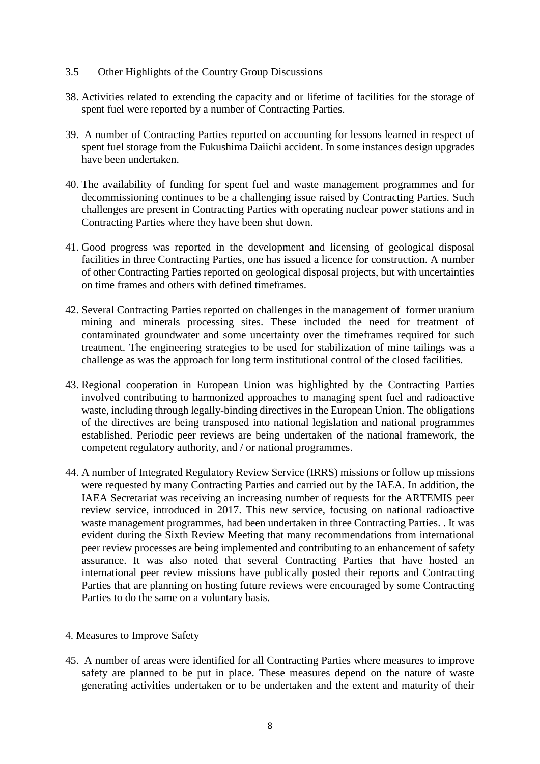### 3.5 Other Highlights of the Country Group Discussions

38. Activities related to extending the capacity and or lifetime of facilities for the storage of spent fuel were reported by a number of Contracting Parties.

39. A number of Contracting Parties reported on accounting for lessons learned in respect of spent fuel storage from the Fukushima Daiichi accident. In some instances design upgrades have been undertaken.

40. The availability of funding for spent fuel and waste management programmes and for decommissioning continues to be a challenging issue raised by Contracting Parties. Such challenges are present in Contracting Parties with operating nuclear power stations and in Contracting Parties where they have been shut down.

41. Good progress was reported in the development and licensing of geological disposal facilities in three Contracting Parties, one has issued a licence for construction. A number of other Contracting Parties reported on geological disposal projects, but with uncertainties on time frames and others with defined timeframes.

42. Several Contracting Parties reported on challenges in the management of former uranium mining and minerals processing sites. These included the need for treatment of contaminated groundwater and some uncertainty over the timeframes required for such treatment. The engineering strategies to be used for stabilization of mine tailings was a challenge as was the approach for long term institutional control of the closed facilities.

43. Regional cooperation in European Union was highlighted by the Contracting Parties involved contributing to harmonized approaches to managing spent fuel and radioactive waste, including through legally-binding directives in the European Union. The obligations of the directives are being transposed into national legislation and national programmes established. Periodic peer reviews are being undertaken of the national framework, the competent regulatory authority, and / or national programmes.

44. A number of Integrated Regulatory Review Service (IRRS) missions or follow up missions were requested by many Contracting Parties and carried out by the IAEA. In addition, the IAEA Secretariat was receiving an increasing number of requests for the ARTEMIS peer review service, introduced in 2017. This new service, focusing on national radioactive waste management programmes, had been undertaken in three Contracting Parties. . It was evident during the Sixth Review Meeting that many recommendations from international peer review processes are being implemented and contributing to an enhancement of safety assurance. It was also noted that several Contracting Parties that have hosted an international peer review missions have publically posted their reports and Contracting Parties that are planning on hosting future reviews were encouraged by some Contracting Parties to do the same on a voluntary basis.

## 4. Measures to Improve Safety

45. A number of areas were identified for all Contracting Parties where measures to improve safety are planned to be put in place. These measures depend on the nature of waste generating activities undertaken or to be undertaken and the extent and maturity of their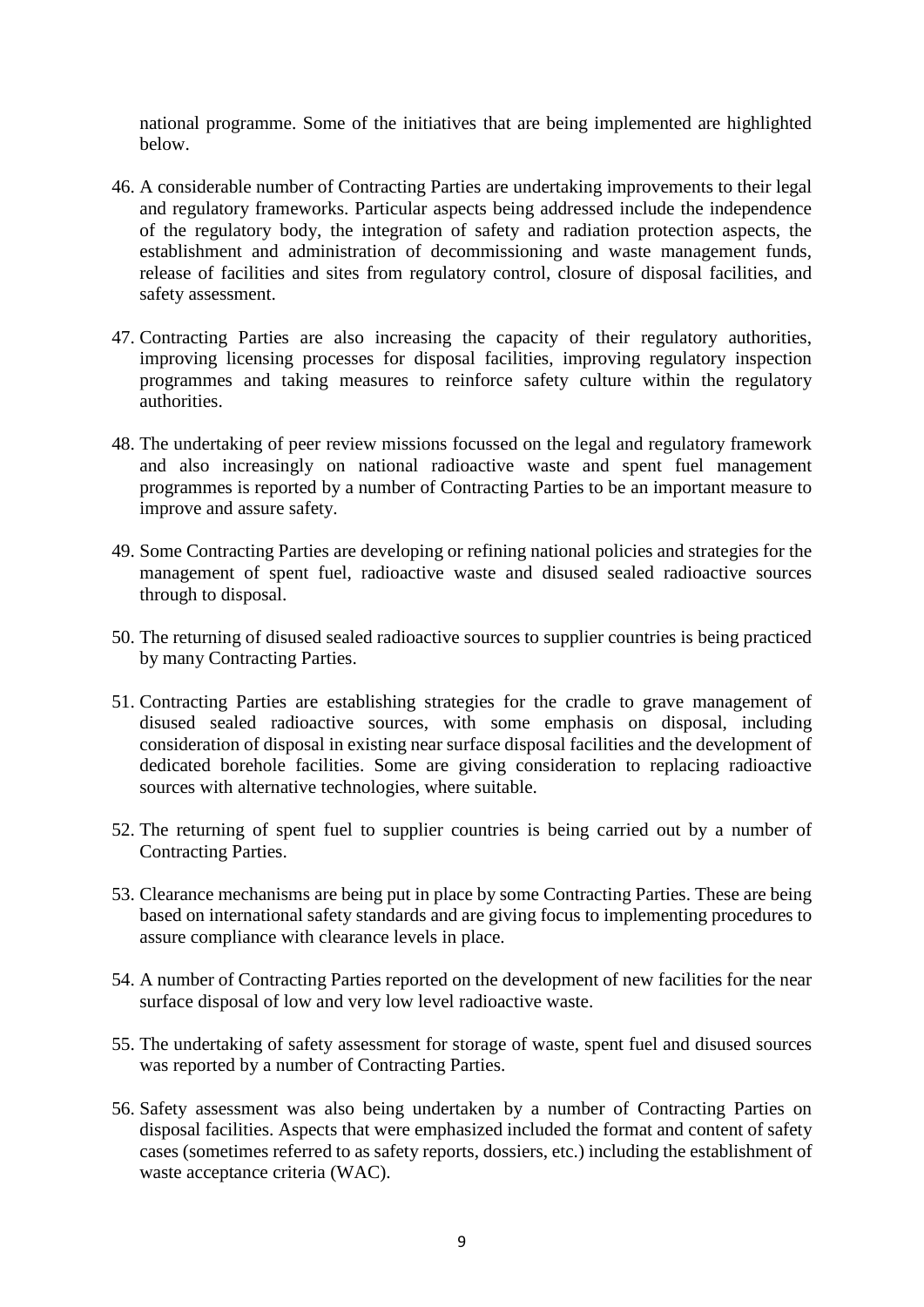national programme. Some of the initiatives that are being implemented are highlighted below.

46. A considerable number of Contracting Parties are undertaking improvements to their legal and regulatory frameworks. Particular aspects being addressed include the independence of the regulatory body, the integration of safety and radiation protection aspects, the establishment and administration of decommissioning and waste management funds, release of facilities and sites from regulatory control, closure of disposal facilities, and safety assessment.

47. Contracting Parties are also increasing the capacity of their regulatory authorities, improving licensing processes for disposal facilities, improving regulatory inspection programmes and taking measures to reinforce safety culture within the regulatory authorities.

48. The undertaking of peer review missions focussed on the legal and regulatory framework and also increasingly on national radioactive waste and spent fuel management programmes is reported by a number of Contracting Parties to be an important measure to improve and assure safety.

49. Some Contracting Parties are developing or refining national policies and strategies for the management of spent fuel, radioactive waste and disused sealed radioactive sources through to disposal.

50. The returning of disused sealed radioactive sources to supplier countries is being practiced by many Contracting Parties.

51. Contracting Parties are establishing strategies for the cradle to grave management of disused sealed radioactive sources, with some emphasis on disposal, including consideration of disposal in existing near surface disposal facilities and the development of dedicated borehole facilities. Some are giving consideration to replacing radioactive sources with alternative technologies, where suitable.

52. The returning of spent fuel to supplier countries is being carried out by a number of Contracting Parties.

53. Clearance mechanisms are being put in place by some Contracting Parties. These are being based on international safety standards and are giving focus to implementing procedures to assure compliance with clearance levels in place.

54. A number of Contracting Parties reported on the development of new facilities for the near surface disposal of low and very low level radioactive waste.

55. The undertaking of safety assessment for storage of waste, spent fuel and disused sources was reported by a number of Contracting Parties.

56. Safety assessment was also being undertaken by a number of Contracting Parties on disposal facilities. Aspects that were emphasized included the format and content of safety cases (sometimes referred to as safety reports, dossiers, etc.) including the establishment of waste acceptance criteria (WAC).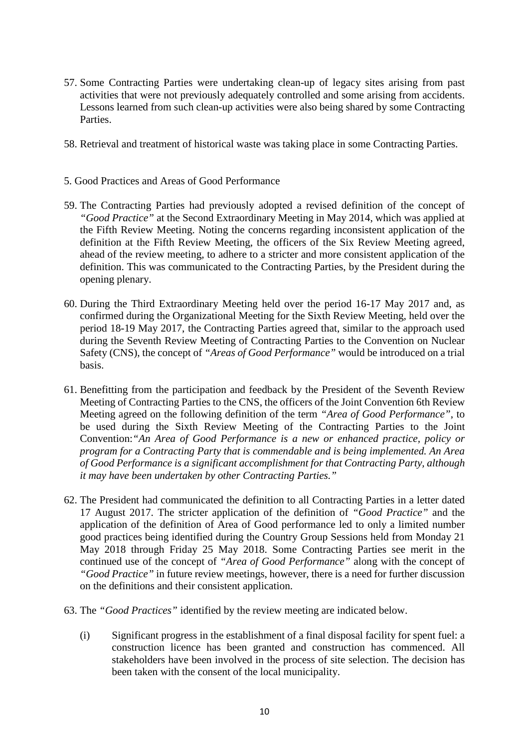57. Some Contracting Parties were undertaking clean-up of legacy sites arising from past activities that were not previously adequately controlled and some arising from accidents. Lessons learned from such clean-up activities were also being shared by some Contracting Parties.

58. Retrieval and treatment of historical waste was taking place in some Contracting Parties.

## 5. Good Practices and Areas of Good Performance

59. The Contracting Parties had previously adopted a revised definition of the concept of *"Good Practice"* at the Second Extraordinary Meeting in May 2014, which was applied at the Fifth Review Meeting. Noting the concerns regarding inconsistent application of the definition at the Fifth Review Meeting, the officers of the Six Review Meeting agreed, ahead of the review meeting, to adhere to a stricter and more consistent application of the definition. This was communicated to the Contracting Parties, by the President during the opening plenary.

60. During the Third Extraordinary Meeting held over the period 16-17 May 2017 and, as confirmed during the Organizational Meeting for the Sixth Review Meeting, held over the period 18-19 May 2017, the Contracting Parties agreed that, similar to the approach used during the Seventh Review Meeting of Contracting Parties to the Convention on Nuclear Safety (CNS), the concept of *"Areas of Good Performance"* would be introduced on a trial basis.

61. Benefitting from the participation and feedback by the President of the Seventh Review Meeting of Contracting Parties to the CNS, the officers of the Joint Convention 6th Review Meeting agreed on the following definition of the term *"Area of Good Performance"*, to be used during the Sixth Review Meeting of the Contracting Parties to the Joint Convention:*"An Area of Good Performance is a new or enhanced practice, policy or program for a Contracting Party that is commendable and is being implemented. An Area of Good Performance is a significant accomplishment for that Contracting Party, although it may have been undertaken by other Contracting Parties."*

62. The President had communicated the definition to all Contracting Parties in a letter dated 17 August 2017. The stricter application of the definition of *"Good Practice"* and the application of the definition of Area of Good performance led to only a limited number good practices being identified during the Country Group Sessions held from Monday 21 May 2018 through Friday 25 May 2018. Some Contracting Parties see merit in the continued use of the concept of *"Area of Good Performance"* along with the concept of *"Good Practice"* in future review meetings, however, there is a need for further discussion on the definitions and their consistent application.

63. The *"Good Practices"* identified by the review meeting are indicated below.

    (i) Significant progress in the establishment of a final disposal facility for spent fuel: a construction licence has been granted and construction has commenced. All stakeholders have been involved in the process of site selection. The decision has been taken with the consent of the local municipality.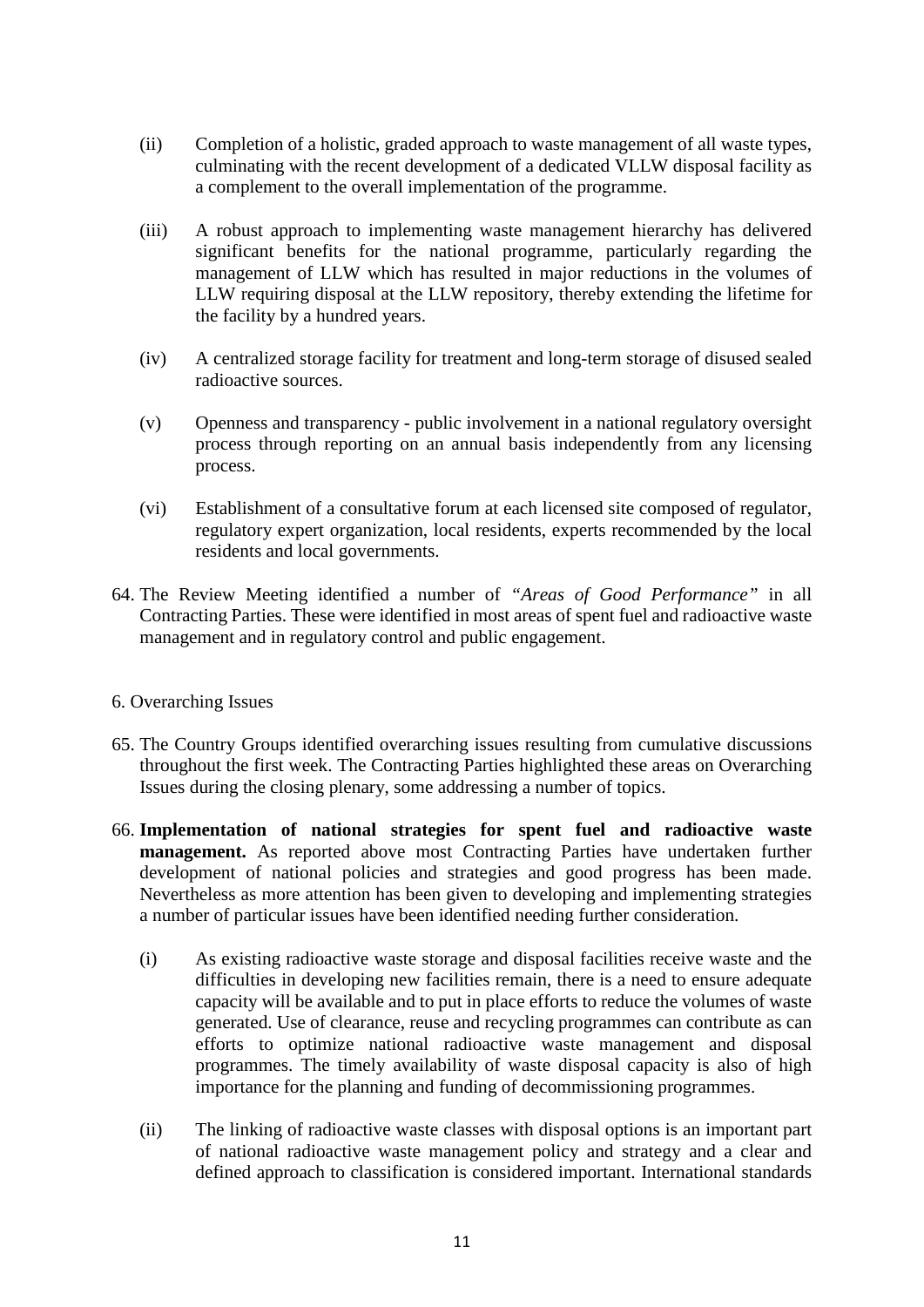(ii) Completion of a holistic, graded approach to waste management of all waste types, culminating with the recent development of a dedicated VLLW disposal facility as a complement to the overall implementation of the programme.

(iii) A robust approach to implementing waste management hierarchy has delivered significant benefits for the national programme, particularly regarding the management of LLW which has resulted in major reductions in the volumes of LLW requiring disposal at the LLW repository, thereby extending the lifetime for the facility by a hundred years.

(iv) A centralized storage facility for treatment and long-term storage of disused sealed radioactive sources.

(v) Openness and transparency - public involvement in a national regulatory oversight process through reporting on an annual basis independently from any licensing process.

(vi) Establishment of a consultative forum at each licensed site composed of regulator, regulatory expert organization, local residents, experts recommended by the local residents and local governments.

64. The Review Meeting identified a number of *"Areas of Good Performance"* in all Contracting Parties. These were identified in most areas of spent fuel and radioactive waste management and in regulatory control and public engagement.

6. Overarching Issues

65. The Country Groups identified overarching issues resulting from cumulative discussions throughout the first week. The Contracting Parties highlighted these areas on Overarching Issues during the closing plenary, some addressing a number of topics.

66. **Implementation of national strategies for spent fuel and radioactive waste management.** As reported above most Contracting Parties have undertaken further development of national policies and strategies and good progress has been made. Nevertheless as more attention has been given to developing and implementing strategies a number of particular issues have been identified needing further consideration.

(i) As existing radioactive waste storage and disposal facilities receive waste and the difficulties in developing new facilities remain, there is a need to ensure adequate capacity will be available and to put in place efforts to reduce the volumes of waste generated. Use of clearance, reuse and recycling programmes can contribute as can efforts to optimize national radioactive waste management and disposal programmes. The timely availability of waste disposal capacity is also of high importance for the planning and funding of decommissioning programmes.

(ii) The linking of radioactive waste classes with disposal options is an important part of national radioactive waste management policy and strategy and a clear and defined approach to classification is considered important. International standards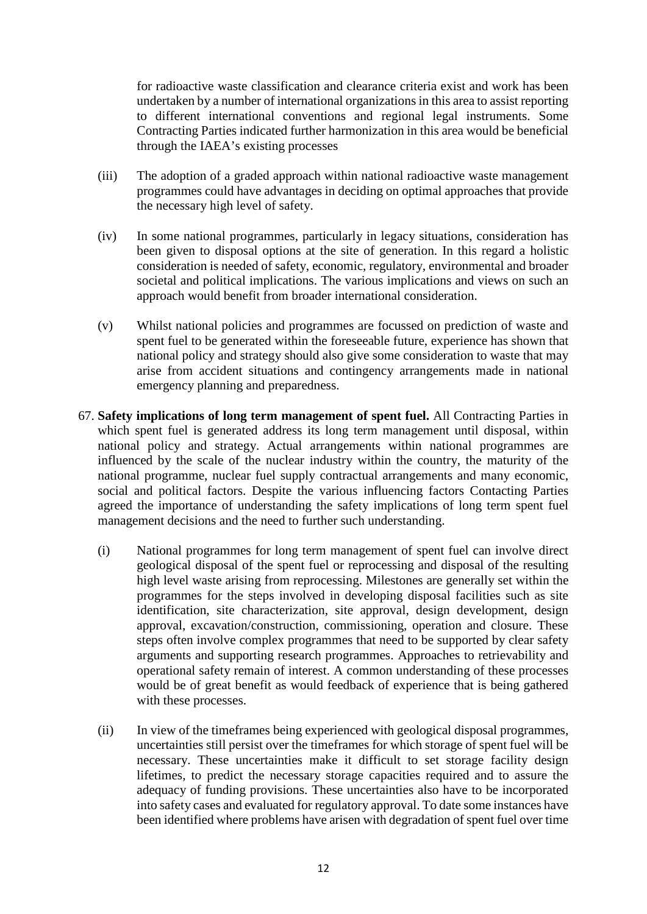for radioactive waste classification and clearance criteria exist and work has been undertaken by a number of international organizations in this area to assist reporting to different international conventions and regional legal instruments. Some Contracting Parties indicated further harmonization in this area would be beneficial through the IAEA's existing processes

(iii) The adoption of a graded approach within national radioactive waste management programmes could have advantages in deciding on optimal approaches that provide the necessary high level of safety.

(iv) In some national programmes, particularly in legacy situations, consideration has been given to disposal options at the site of generation. In this regard a holistic consideration is needed of safety, economic, regulatory, environmental and broader societal and political implications. The various implications and views on such an approach would benefit from broader international consideration.

(v) Whilst national policies and programmes are focussed on prediction of waste and spent fuel to be generated within the foreseeable future, experience has shown that national policy and strategy should also give some consideration to waste that may arise from accident situations and contingency arrangements made in national emergency planning and preparedness.

67. **Safety implications of long term management of spent fuel.** All Contracting Parties in which spent fuel is generated address its long term management until disposal, within national policy and strategy. Actual arrangements within national programmes are influenced by the scale of the nuclear industry within the country, the maturity of the national programme, nuclear fuel supply contractual arrangements and many economic, social and political factors. Despite the various influencing factors Contacting Parties agreed the importance of understanding the safety implications of long term spent fuel management decisions and the need to further such understanding.

(i) National programmes for long term management of spent fuel can involve direct geological disposal of the spent fuel or reprocessing and disposal of the resulting high level waste arising from reprocessing. Milestones are generally set within the programmes for the steps involved in developing disposal facilities such as site identification, site characterization, site approval, design development, design approval, excavation/construction, commissioning, operation and closure. These steps often involve complex programmes that need to be supported by clear safety arguments and supporting research programmes. Approaches to retrievability and operational safety remain of interest. A common understanding of these processes would be of great benefit as would feedback of experience that is being gathered with these processes.

(ii) In view of the timeframes being experienced with geological disposal programmes, uncertainties still persist over the timeframes for which storage of spent fuel will be necessary. These uncertainties make it difficult to set storage facility design lifetimes, to predict the necessary storage capacities required and to assure the adequacy of funding provisions. These uncertainties also have to be incorporated into safety cases and evaluated for regulatory approval. To date some instances have been identified where problems have arisen with degradation of spent fuel over time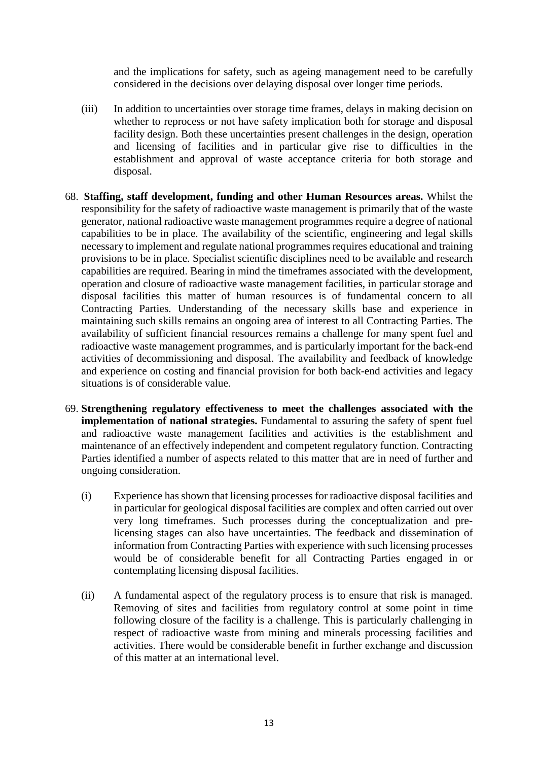and the implications for safety, such as ageing management need to be carefully considered in the decisions over delaying disposal over longer time periods.

(iii) In addition to uncertainties over storage time frames, delays in making decision on whether to reprocess or not have safety implication both for storage and disposal facility design. Both these uncertainties present challenges in the design, operation and licensing of facilities and in particular give rise to difficulties in the establishment and approval of waste acceptance criteria for both storage and disposal.

68. **Staffing, staff development, funding and other Human Resources areas.** Whilst the responsibility for the safety of radioactive waste management is primarily that of the waste generator, national radioactive waste management programmes require a degree of national capabilities to be in place. The availability of the scientific, engineering and legal skills necessary to implement and regulate national programmes requires educational and training provisions to be in place. Specialist scientific disciplines need to be available and research capabilities are required. Bearing in mind the timeframes associated with the development, operation and closure of radioactive waste management facilities, in particular storage and disposal facilities this matter of human resources is of fundamental concern to all Contracting Parties. Understanding of the necessary skills base and experience in maintaining such skills remains an ongoing area of interest to all Contracting Parties. The availability of sufficient financial resources remains a challenge for many spent fuel and radioactive waste management programmes, and is particularly important for the back-end activities of decommissioning and disposal. The availability and feedback of knowledge and experience on costing and financial provision for both back-end activities and legacy situations is of considerable value.

69. **Strengthening regulatory effectiveness to meet the challenges associated with the implementation of national strategies.** Fundamental to assuring the safety of spent fuel and radioactive waste management facilities and activities is the establishment and maintenance of an effectively independent and competent regulatory function. Contracting Parties identified a number of aspects related to this matter that are in need of further and ongoing consideration.

(i) Experience has shown that licensing processes for radioactive disposal facilities and in particular for geological disposal facilities are complex and often carried out over very long timeframes. Such processes during the conceptualization and pre-licensing stages can also have uncertainties. The feedback and dissemination of information from Contracting Parties with experience with such licensing processes would be of considerable benefit for all Contracting Parties engaged in or contemplating licensing disposal facilities.

(ii) A fundamental aspect of the regulatory process is to ensure that risk is managed. Removing of sites and facilities from regulatory control at some point in time following closure of the facility is a challenge. This is particularly challenging in respect of radioactive waste from mining and minerals processing facilities and activities. There would be considerable benefit in further exchange and discussion of this matter at an international level.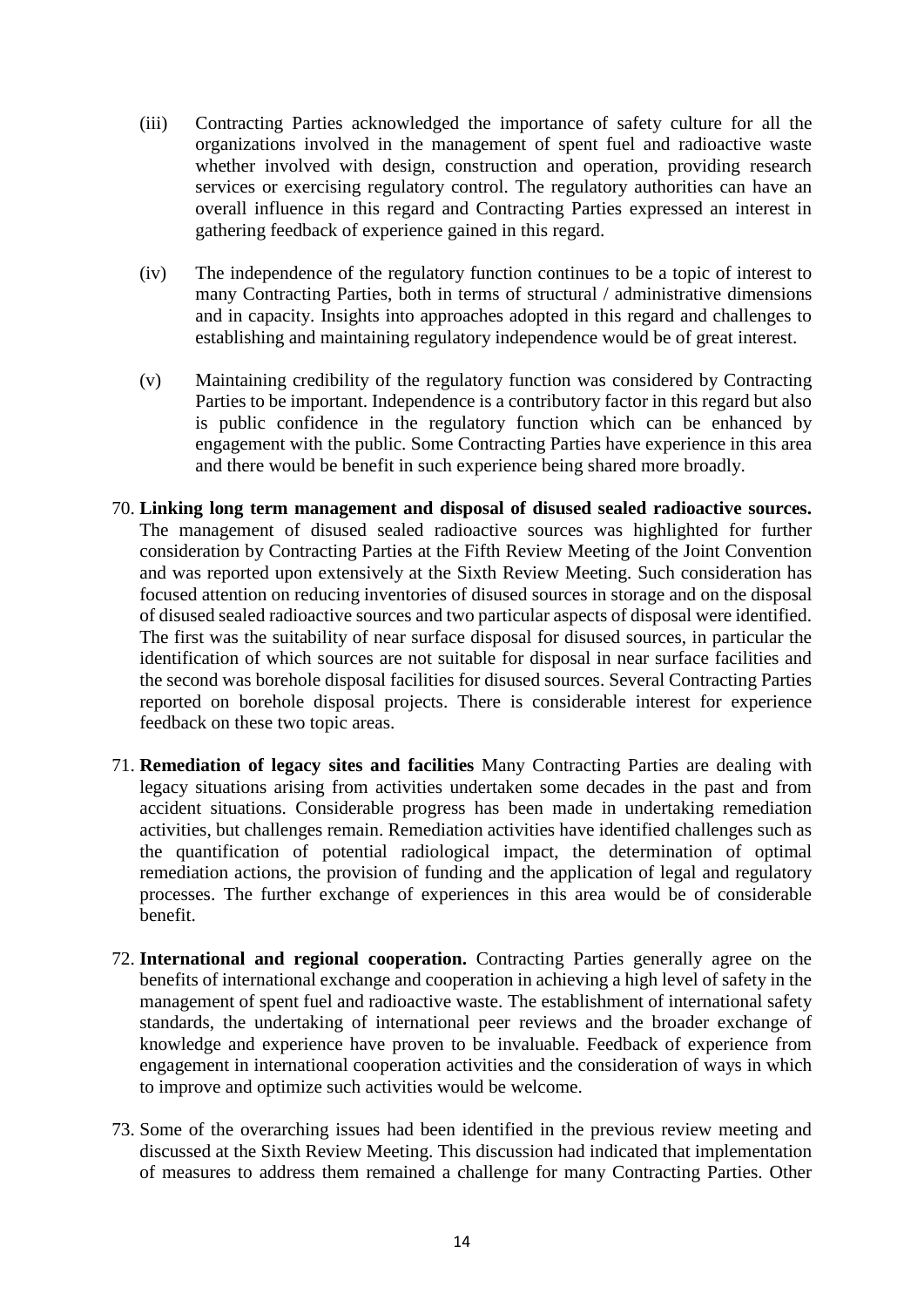(iii) Contracting Parties acknowledged the importance of safety culture for all the organizations involved in the management of spent fuel and radioactive waste whether involved with design, construction and operation, providing research services or exercising regulatory control. The regulatory authorities can have an overall influence in this regard and Contracting Parties expressed an interest in gathering feedback of experience gained in this regard.

(iv) The independence of the regulatory function continues to be a topic of interest to many Contracting Parties, both in terms of structural / administrative dimensions and in capacity. Insights into approaches adopted in this regard and challenges to establishing and maintaining regulatory independence would be of great interest.

(v) Maintaining credibility of the regulatory function was considered by Contracting Parties to be important. Independence is a contributory factor in this regard but also is public confidence in the regulatory function which can be enhanced by engagement with the public. Some Contracting Parties have experience in this area and there would be benefit in such experience being shared more broadly.

70. **Linking long term management and disposal of disused sealed radioactive sources.** The management of disused sealed radioactive sources was highlighted for further consideration by Contracting Parties at the Fifth Review Meeting of the Joint Convention and was reported upon extensively at the Sixth Review Meeting. Such consideration has focused attention on reducing inventories of disused sources in storage and on the disposal of disused sealed radioactive sources and two particular aspects of disposal were identified. The first was the suitability of near surface disposal for disused sources, in particular the identification of which sources are not suitable for disposal in near surface facilities and the second was borehole disposal facilities for disused sources. Several Contracting Parties reported on borehole disposal projects. There is considerable interest for experience feedback on these two topic areas.

71. **Remediation of legacy sites and facilities** Many Contracting Parties are dealing with legacy situations arising from activities undertaken some decades in the past and from accident situations. Considerable progress has been made in undertaking remediation activities, but challenges remain. Remediation activities have identified challenges such as the quantification of potential radiological impact, the determination of optimal remediation actions, the provision of funding and the application of legal and regulatory processes. The further exchange of experiences in this area would be of considerable benefit.

72. **International and regional cooperation.** Contracting Parties generally agree on the benefits of international exchange and cooperation in achieving a high level of safety in the management of spent fuel and radioactive waste. The establishment of international safety standards, the undertaking of international peer reviews and the broader exchange of knowledge and experience have proven to be invaluable. Feedback of experience from engagement in international cooperation activities and the consideration of ways in which to improve and optimize such activities would be welcome.

73. Some of the overarching issues had been identified in the previous review meeting and discussed at the Sixth Review Meeting. This discussion had indicated that implementation of measures to address them remained a challenge for many Contracting Parties. Other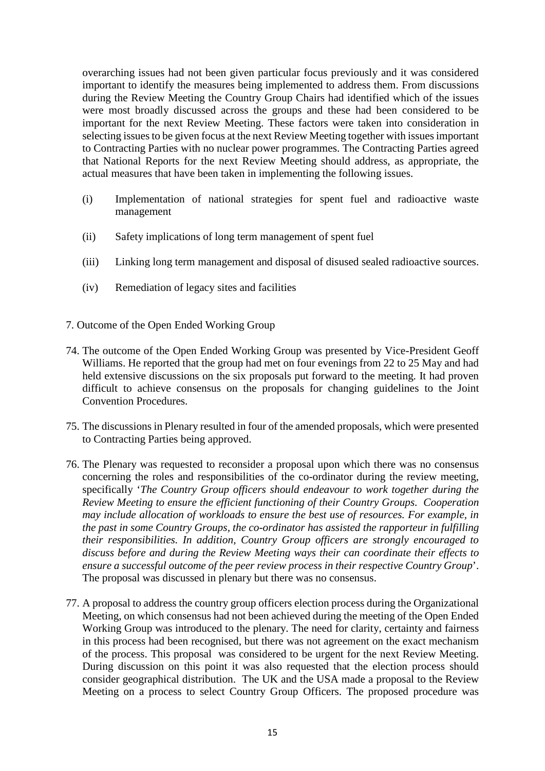overarching issues had not been given particular focus previously and it was considered important to identify the measures being implemented to address them. From discussions during the Review Meeting the Country Group Chairs had identified which of the issues were most broadly discussed across the groups and these had been considered to be important for the next Review Meeting. These factors were taken into consideration in selecting issues to be given focus at the next Review Meeting together with issues important to Contracting Parties with no nuclear power programmes. The Contracting Parties agreed that National Reports for the next Review Meeting should address, as appropriate, the actual measures that have been taken in implementing the following issues.

(i) Implementation of national strategies for spent fuel and radioactive waste management

(ii) Safety implications of long term management of spent fuel

(iii) Linking long term management and disposal of disused sealed radioactive sources.

(iv) Remediation of legacy sites and facilities

## 7. Outcome of the Open Ended Working Group

74. The outcome of the Open Ended Working Group was presented by Vice-President Geoff Williams. He reported that the group had met on four evenings from 22 to 25 May and had held extensive discussions on the six proposals put forward to the meeting. It had proven difficult to achieve consensus on the proposals for changing guidelines to the Joint Convention Procedures.

75. The discussions in Plenary resulted in four of the amended proposals, which were presented to Contracting Parties being approved.

76. The Plenary was requested to reconsider a proposal upon which there was no consensus concerning the roles and responsibilities of the co-ordinator during the review meeting, specifically '*The Country Group officers should endeavour to work together during the Review Meeting to ensure the efficient functioning of their Country Groups. Cooperation may include allocation of workloads to ensure the best use of resources. For example, in the past in some Country Groups, the co-ordinator has assisted the rapporteur in fulfilling their responsibilities. In addition, Country Group officers are strongly encouraged to discuss before and during the Review Meeting ways their can coordinate their effects to ensure a successful outcome of the peer review process in their respective Country Group*'. The proposal was discussed in plenary but there was no consensus.

77. A proposal to address the country group officers election process during the Organizational Meeting, on which consensus had not been achieved during the meeting of the Open Ended Working Group was introduced to the plenary. The need for clarity, certainty and fairness in this process had been recognised, but there was not agreement on the exact mechanism of the process. This proposal was considered to be urgent for the next Review Meeting. During discussion on this point it was also requested that the election process should consider geographical distribution. The UK and the USA made a proposal to the Review Meeting on a process to select Country Group Officers. The proposed procedure was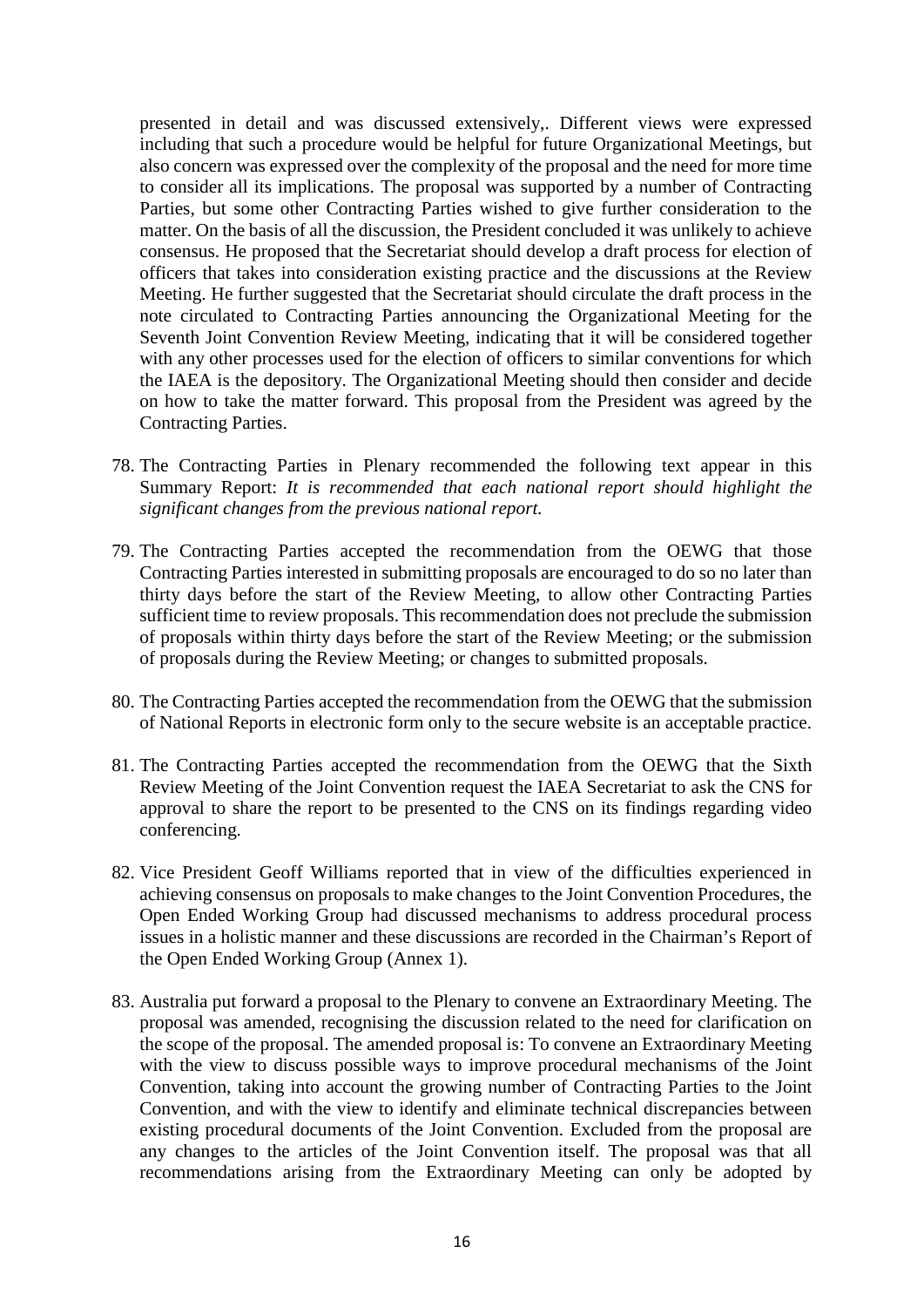presented in detail and was discussed extensively,. Different views were expressed including that such a procedure would be helpful for future Organizational Meetings, but also concern was expressed over the complexity of the proposal and the need for more time to consider all its implications. The proposal was supported by a number of Contracting Parties, but some other Contracting Parties wished to give further consideration to the matter. On the basis of all the discussion, the President concluded it was unlikely to achieve consensus. He proposed that the Secretariat should develop a draft process for election of officers that takes into consideration existing practice and the discussions at the Review Meeting. He further suggested that the Secretariat should circulate the draft process in the note circulated to Contracting Parties announcing the Organizational Meeting for the Seventh Joint Convention Review Meeting, indicating that it will be considered together with any other processes used for the election of officers to similar conventions for which the IAEA is the depository. The Organizational Meeting should then consider and decide on how to take the matter forward. This proposal from the President was agreed by the Contracting Parties.

78. The Contracting Parties in Plenary recommended the following text appear in this Summary Report: *It is recommended that each national report should highlight the significant changes from the previous national report.*

79. The Contracting Parties accepted the recommendation from the OEWG that those Contracting Parties interested in submitting proposals are encouraged to do so no later than thirty days before the start of the Review Meeting, to allow other Contracting Parties sufficient time to review proposals. This recommendation does not preclude the submission of proposals within thirty days before the start of the Review Meeting; or the submission of proposals during the Review Meeting; or changes to submitted proposals.

80. The Contracting Parties accepted the recommendation from the OEWG that the submission of National Reports in electronic form only to the secure website is an acceptable practice.

81. The Contracting Parties accepted the recommendation from the OEWG that the Sixth Review Meeting of the Joint Convention request the IAEA Secretariat to ask the CNS for approval to share the report to be presented to the CNS on its findings regarding video conferencing.

82. Vice President Geoff Williams reported that in view of the difficulties experienced in achieving consensus on proposals to make changes to the Joint Convention Procedures, the Open Ended Working Group had discussed mechanisms to address procedural process issues in a holistic manner and these discussions are recorded in the Chairman's Report of the Open Ended Working Group (Annex 1).

83. Australia put forward a proposal to the Plenary to convene an Extraordinary Meeting. The proposal was amended, recognising the discussion related to the need for clarification on the scope of the proposal. The amended proposal is: To convene an Extraordinary Meeting with the view to discuss possible ways to improve procedural mechanisms of the Joint Convention, taking into account the growing number of Contracting Parties to the Joint Convention, and with the view to identify and eliminate technical discrepancies between existing procedural documents of the Joint Convention. Excluded from the proposal are any changes to the articles of the Joint Convention itself. The proposal was that all recommendations arising from the Extraordinary Meeting can only be adopted by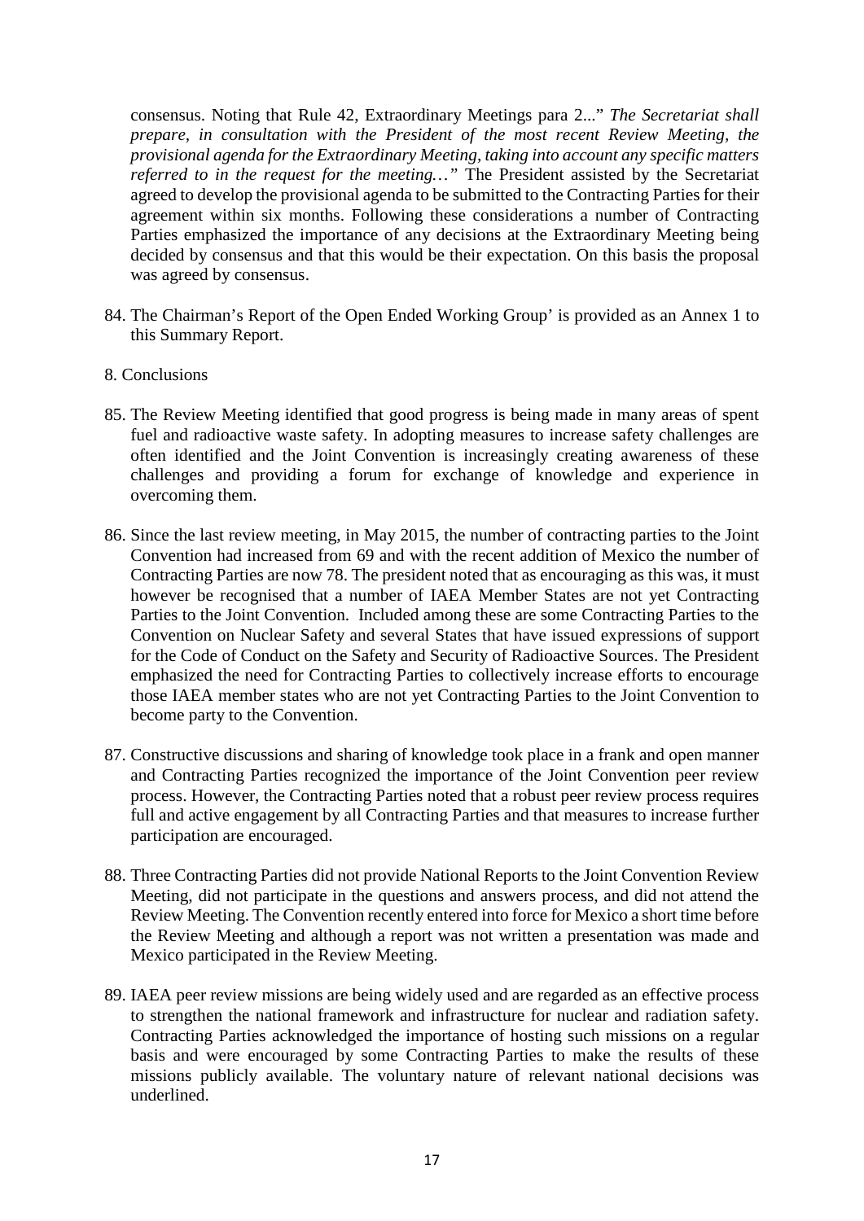consensus. Noting that Rule 42, Extraordinary Meetings para 2..." *The Secretariat shall prepare, in consultation with the President of the most recent Review Meeting, the provisional agenda for the Extraordinary Meeting, taking into account any specific matters referred to in the request for the meeting…"* The President assisted by the Secretariat agreed to develop the provisional agenda to be submitted to the Contracting Parties for their agreement within six months. Following these considerations a number of Contracting Parties emphasized the importance of any decisions at the Extraordinary Meeting being decided by consensus and that this would be their expectation. On this basis the proposal was agreed by consensus.

84. The Chairman's Report of the Open Ended Working Group' is provided as an Annex 1 to this Summary Report.

## 8. Conclusions

85. The Review Meeting identified that good progress is being made in many areas of spent fuel and radioactive waste safety. In adopting measures to increase safety challenges are often identified and the Joint Convention is increasingly creating awareness of these challenges and providing a forum for exchange of knowledge and experience in overcoming them.

86. Since the last review meeting, in May 2015, the number of contracting parties to the Joint Convention had increased from 69 and with the recent addition of Mexico the number of Contracting Parties are now 78. The president noted that as encouraging as this was, it must however be recognised that a number of IAEA Member States are not yet Contracting Parties to the Joint Convention. Included among these are some Contracting Parties to the Convention on Nuclear Safety and several States that have issued expressions of support for the Code of Conduct on the Safety and Security of Radioactive Sources. The President emphasized the need for Contracting Parties to collectively increase efforts to encourage those IAEA member states who are not yet Contracting Parties to the Joint Convention to become party to the Convention.

87. Constructive discussions and sharing of knowledge took place in a frank and open manner and Contracting Parties recognized the importance of the Joint Convention peer review process. However, the Contracting Parties noted that a robust peer review process requires full and active engagement by all Contracting Parties and that measures to increase further participation are encouraged.

88. Three Contracting Parties did not provide National Reports to the Joint Convention Review Meeting, did not participate in the questions and answers process, and did not attend the Review Meeting. The Convention recently entered into force for Mexico a short time before the Review Meeting and although a report was not written a presentation was made and Mexico participated in the Review Meeting.

89. IAEA peer review missions are being widely used and are regarded as an effective process to strengthen the national framework and infrastructure for nuclear and radiation safety. Contracting Parties acknowledged the importance of hosting such missions on a regular basis and were encouraged by some Contracting Parties to make the results of these missions publicly available. The voluntary nature of relevant national decisions was underlined.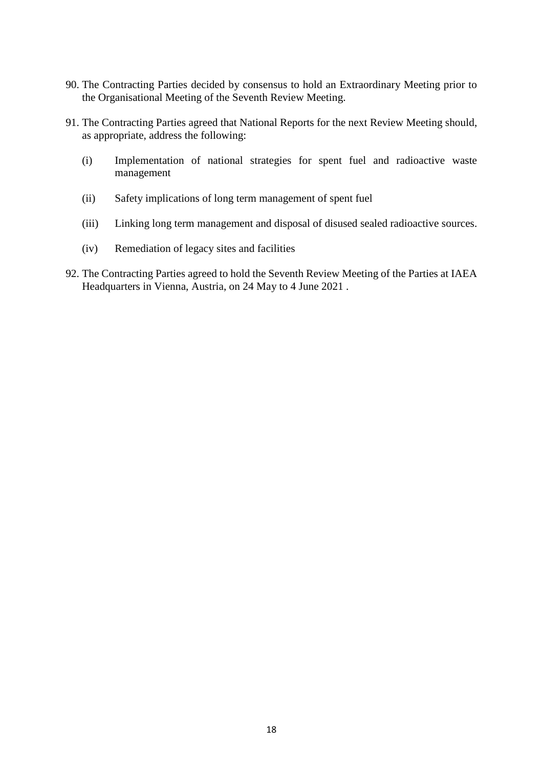90. The Contracting Parties decided by consensus to hold an Extraordinary Meeting prior to the Organisational Meeting of the Seventh Review Meeting.

91. The Contracting Parties agreed that National Reports for the next Review Meeting should, as appropriate, address the following:

    (i) Implementation of national strategies for spent fuel and radioactive waste management

    (ii) Safety implications of long term management of spent fuel

    (iii) Linking long term management and disposal of disused sealed radioactive sources.

    (iv) Remediation of legacy sites and facilities

92. The Contracting Parties agreed to hold the Seventh Review Meeting of the Parties at IAEA Headquarters in Vienna, Austria, on 24 May to 4 June 2021 .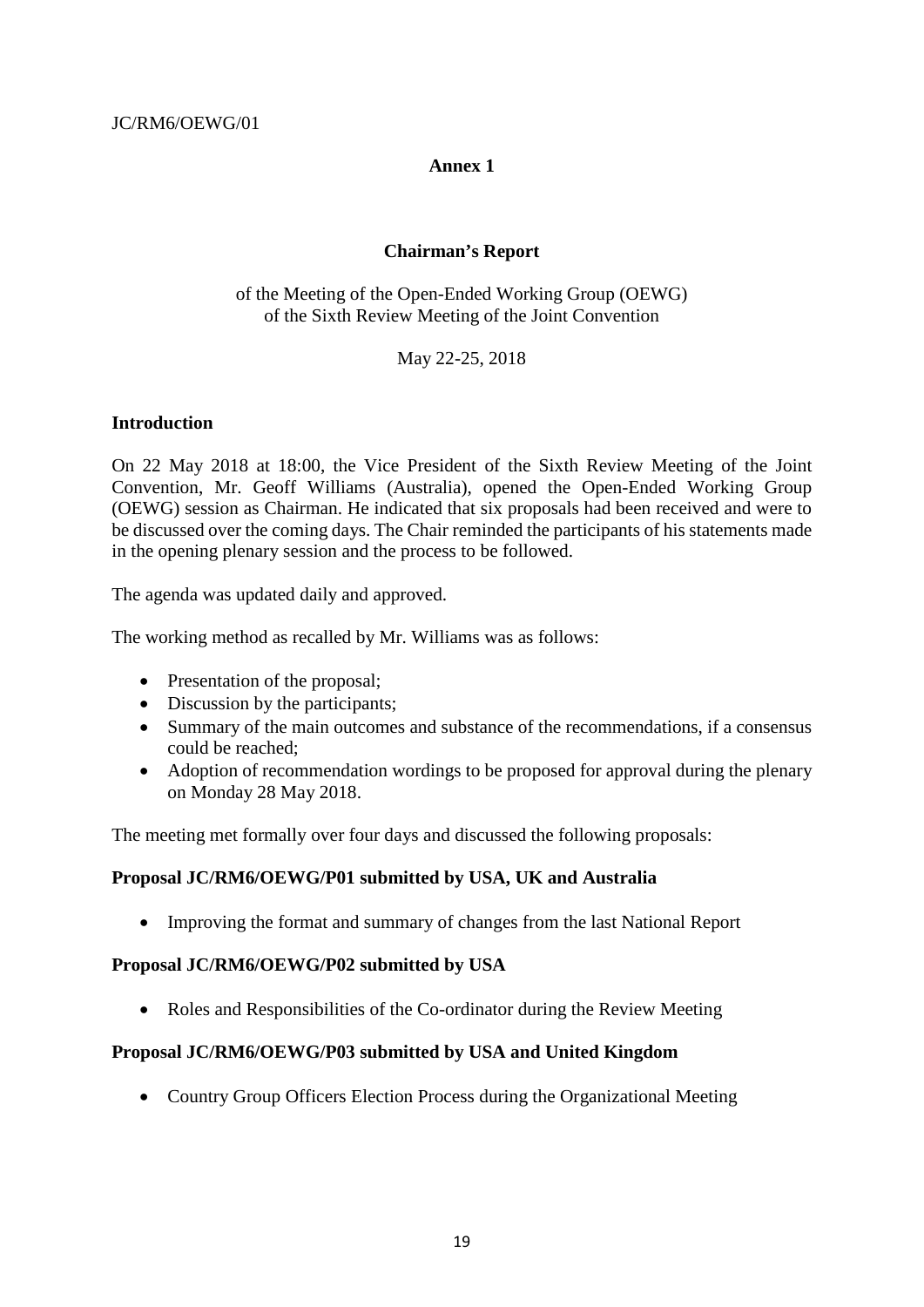JC/RM6/OEWG/01

**Annex 1**

## Chairman's Report

of the Meeting of the Open-Ended Working Group (OEWG)
of the Sixth Review Meeting of the Joint Convention

May 22-25, 2018

### Introduction

On 22 May 2018 at 18:00, the Vice President of the Sixth Review Meeting of the Joint Convention, Mr. Geoff Williams (Australia), opened the Open-Ended Working Group (OEWG) session as Chairman. He indicated that six proposals had been received and were to be discussed over the coming days. The Chair reminded the participants of his statements made in the opening plenary session and the process to be followed.

The agenda was updated daily and approved.

The working method as recalled by Mr. Williams was as follows:

- Presentation of the proposal;
- Discussion by the participants;
- Summary of the main outcomes and substance of the recommendations, if a consensus could be reached;
- Adoption of recommendation wordings to be proposed for approval during the plenary on Monday 28 May 2018.

The meeting met formally over four days and discussed the following proposals:

**Proposal JC/RM6/OEWG/P01 submitted by USA, UK and Australia**

- Improving the format and summary of changes from the last National Report

**Proposal JC/RM6/OEWG/P02 submitted by USA**

- Roles and Responsibilities of the Co-ordinator during the Review Meeting

**Proposal JC/RM6/OEWG/P03 submitted by USA and United Kingdom**

- Country Group Officers Election Process during the Organizational Meeting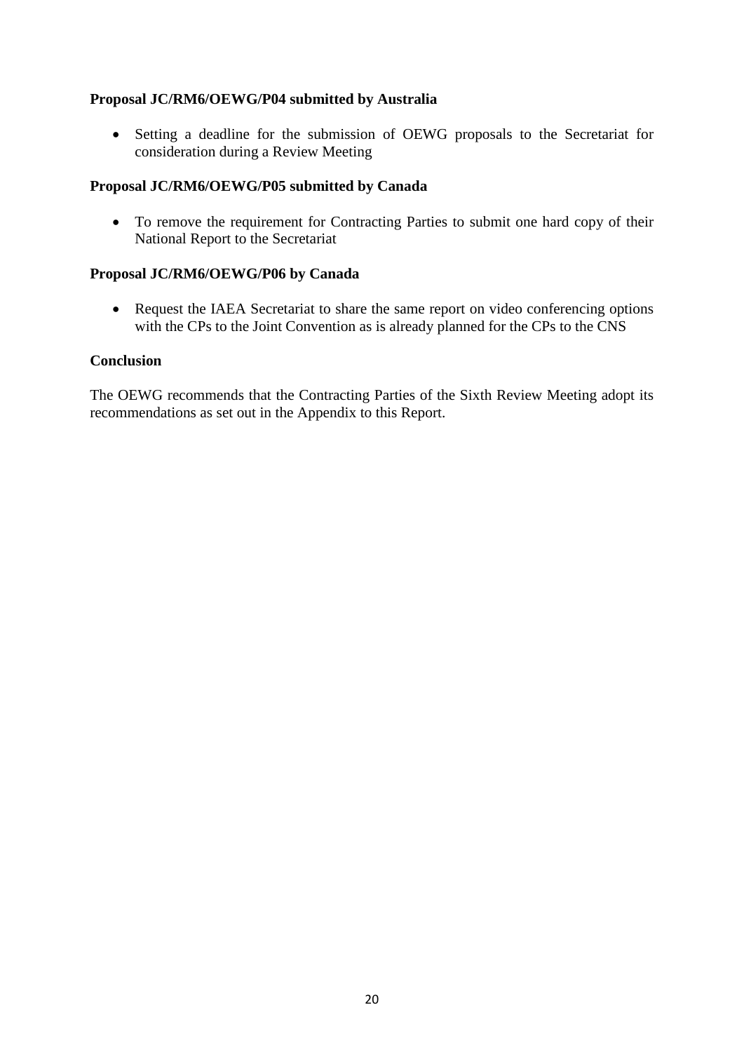**Proposal JC/RM6/OEWG/P04 submitted by Australia**

- Setting a deadline for the submission of OEWG proposals to the Secretariat for consideration during a Review Meeting

**Proposal JC/RM6/OEWG/P05 submitted by Canada**

- To remove the requirement for Contracting Parties to submit one hard copy of their National Report to the Secretariat

**Proposal JC/RM6/OEWG/P06 by Canada**

- Request the IAEA Secretariat to share the same report on video conferencing options with the CPs to the Joint Convention as is already planned for the CPs to the CNS

**Conclusion**

The OEWG recommends that the Contracting Parties of the Sixth Review Meeting adopt its recommendations as set out in the Appendix to this Report.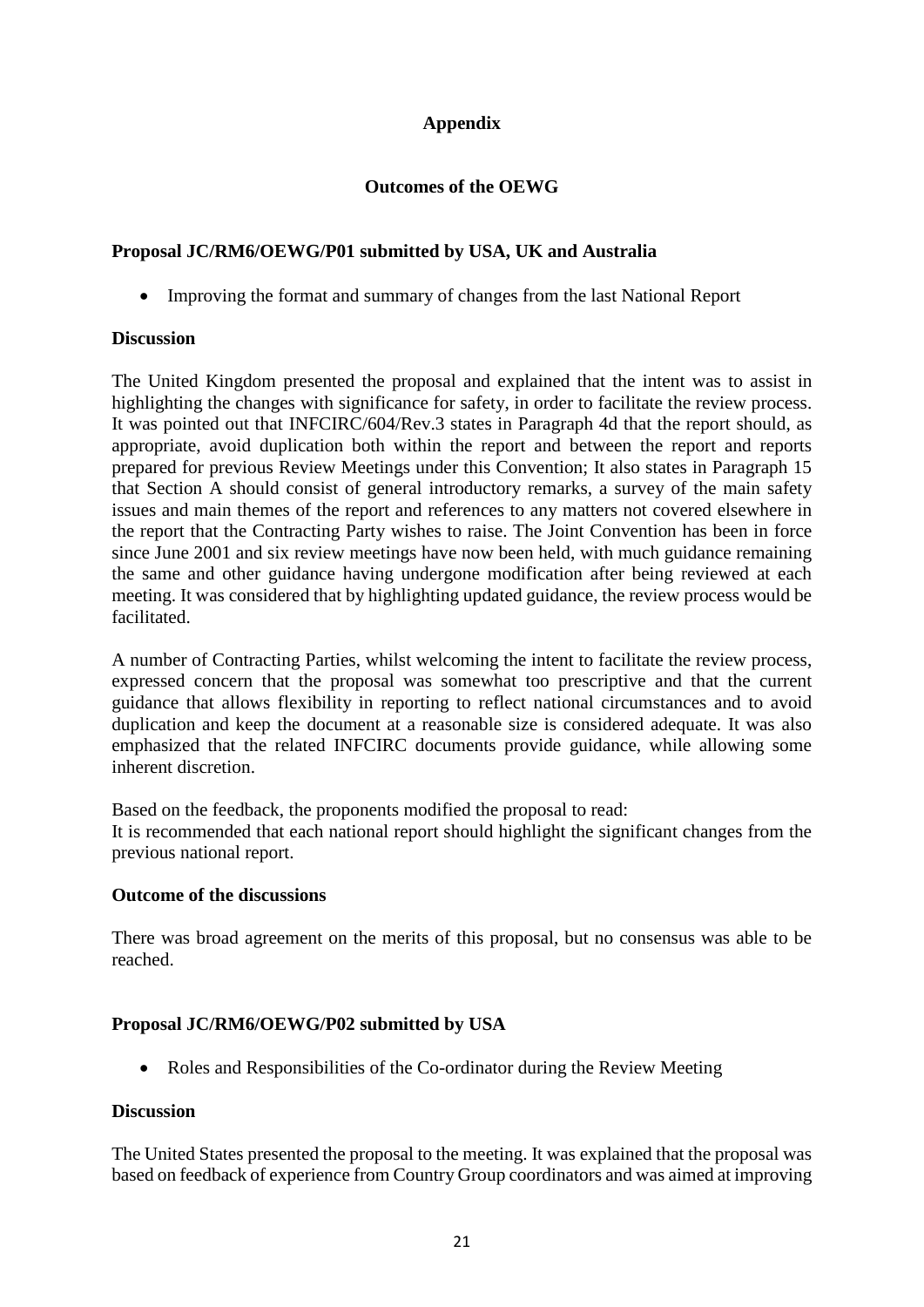# Appendix

## Outcomes of the OEWG

### Proposal JC/RM6/OEWG/P01 submitted by USA, UK and Australia

- Improving the format and summary of changes from the last National Report

**Discussion**

The United Kingdom presented the proposal and explained that the intent was to assist in highlighting the changes with significance for safety, in order to facilitate the review process. It was pointed out that INFCIRC/604/Rev.3 states in Paragraph 4d that the report should, as appropriate, avoid duplication both within the report and between the report and reports prepared for previous Review Meetings under this Convention; It also states in Paragraph 15 that Section A should consist of general introductory remarks, a survey of the main safety issues and main themes of the report and references to any matters not covered elsewhere in the report that the Contracting Party wishes to raise. The Joint Convention has been in force since June 2001 and six review meetings have now been held, with much guidance remaining the same and other guidance having undergone modification after being reviewed at each meeting. It was considered that by highlighting updated guidance, the review process would be facilitated.

A number of Contracting Parties, whilst welcoming the intent to facilitate the review process, expressed concern that the proposal was somewhat too prescriptive and that the current guidance that allows flexibility in reporting to reflect national circumstances and to avoid duplication and keep the document at a reasonable size is considered adequate. It was also emphasized that the related INFCIRC documents provide guidance, while allowing some inherent discretion.

Based on the feedback, the proponents modified the proposal to read:
It is recommended that each national report should highlight the significant changes from the previous national report.

**Outcome of the discussions**

There was broad agreement on the merits of this proposal, but no consensus was able to be reached.

### Proposal JC/RM6/OEWG/P02 submitted by USA

- Roles and Responsibilities of the Co-ordinator during the Review Meeting

**Discussion**

The United States presented the proposal to the meeting. It was explained that the proposal was based on feedback of experience from Country Group coordinators and was aimed at improving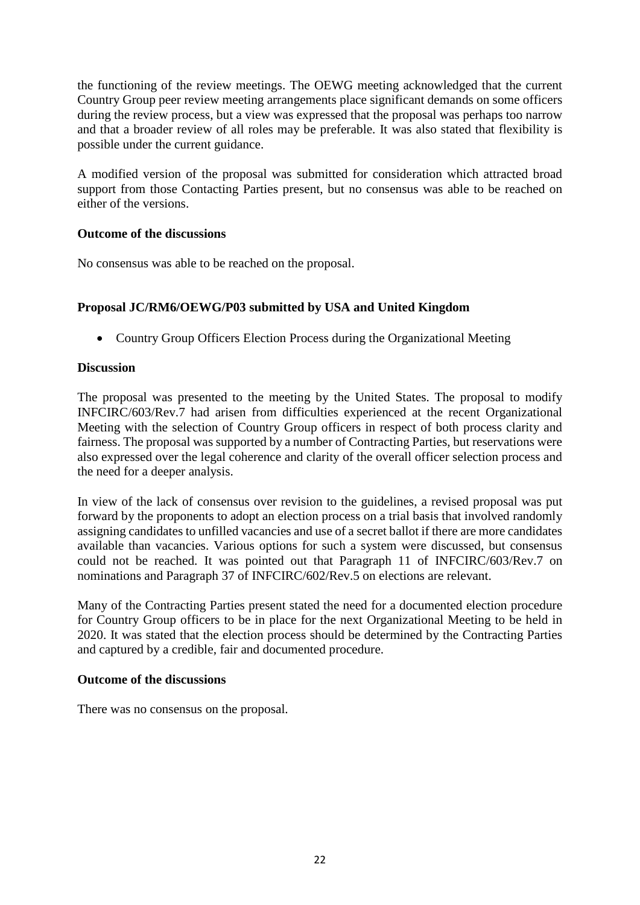the functioning of the review meetings. The OEWG meeting acknowledged that the current Country Group peer review meeting arrangements place significant demands on some officers during the review process, but a view was expressed that the proposal was perhaps too narrow and that a broader review of all roles may be preferable. It was also stated that flexibility is possible under the current guidance.

A modified version of the proposal was submitted for consideration which attracted broad support from those Contacting Parties present, but no consensus was able to be reached on either of the versions.

**Outcome of the discussions**

No consensus was able to be reached on the proposal.

**Proposal JC/RM6/OEWG/P03 submitted by USA and United Kingdom**

- Country Group Officers Election Process during the Organizational Meeting

**Discussion**

The proposal was presented to the meeting by the United States. The proposal to modify INFCIRC/603/Rev.7 had arisen from difficulties experienced at the recent Organizational Meeting with the selection of Country Group officers in respect of both process clarity and fairness. The proposal was supported by a number of Contracting Parties, but reservations were also expressed over the legal coherence and clarity of the overall officer selection process and the need for a deeper analysis.

In view of the lack of consensus over revision to the guidelines, a revised proposal was put forward by the proponents to adopt an election process on a trial basis that involved randomly assigning candidates to unfilled vacancies and use of a secret ballot if there are more candidates available than vacancies. Various options for such a system were discussed, but consensus could not be reached. It was pointed out that Paragraph 11 of INFCIRC/603/Rev.7 on nominations and Paragraph 37 of INFCIRC/602/Rev.5 on elections are relevant.

Many of the Contracting Parties present stated the need for a documented election procedure for Country Group officers to be in place for the next Organizational Meeting to be held in 2020. It was stated that the election process should be determined by the Contracting Parties and captured by a credible, fair and documented procedure.

**Outcome of the discussions**

There was no consensus on the proposal.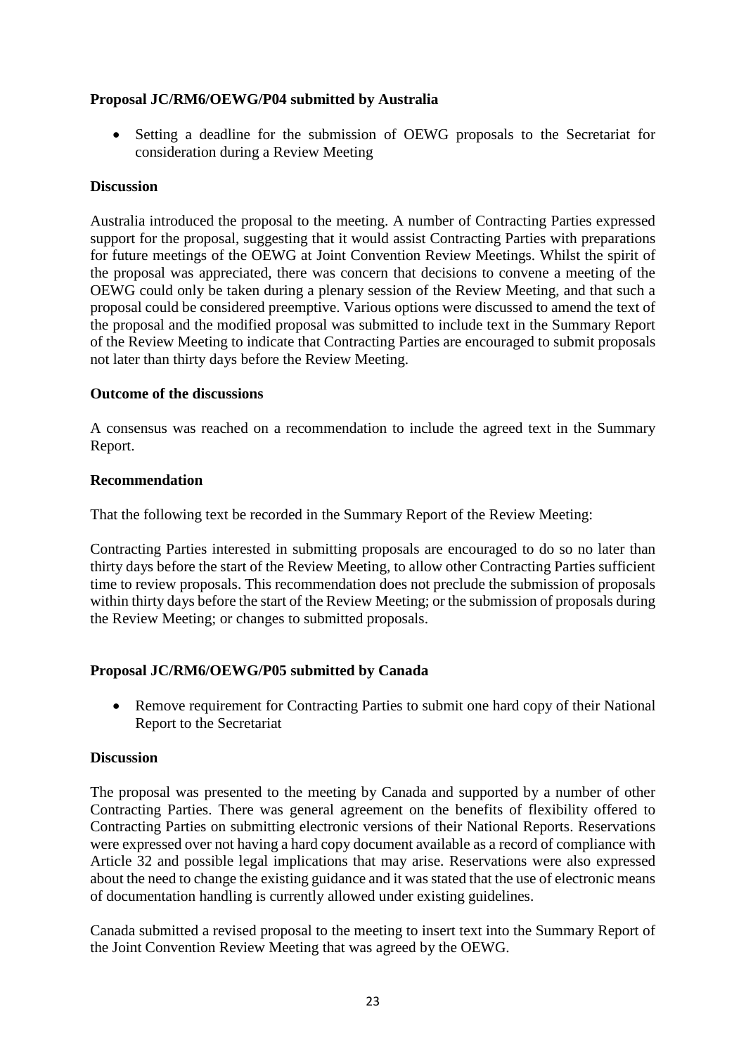**Proposal JC/RM6/OEWG/P04 submitted by Australia**

- Setting a deadline for the submission of OEWG proposals to the Secretariat for consideration during a Review Meeting

**Discussion**

Australia introduced the proposal to the meeting. A number of Contracting Parties expressed support for the proposal, suggesting that it would assist Contracting Parties with preparations for future meetings of the OEWG at Joint Convention Review Meetings. Whilst the spirit of the proposal was appreciated, there was concern that decisions to convene a meeting of the OEWG could only be taken during a plenary session of the Review Meeting, and that such a proposal could be considered preemptive. Various options were discussed to amend the text of the proposal and the modified proposal was submitted to include text in the Summary Report of the Review Meeting to indicate that Contracting Parties are encouraged to submit proposals not later than thirty days before the Review Meeting.

**Outcome of the discussions**

A consensus was reached on a recommendation to include the agreed text in the Summary Report.

**Recommendation**

That the following text be recorded in the Summary Report of the Review Meeting:

Contracting Parties interested in submitting proposals are encouraged to do so no later than thirty days before the start of the Review Meeting, to allow other Contracting Parties sufficient time to review proposals. This recommendation does not preclude the submission of proposals within thirty days before the start of the Review Meeting; or the submission of proposals during the Review Meeting; or changes to submitted proposals.

**Proposal JC/RM6/OEWG/P05 submitted by Canada**

- Remove requirement for Contracting Parties to submit one hard copy of their National Report to the Secretariat

**Discussion**

The proposal was presented to the meeting by Canada and supported by a number of other Contracting Parties. There was general agreement on the benefits of flexibility offered to Contracting Parties on submitting electronic versions of their National Reports. Reservations were expressed over not having a hard copy document available as a record of compliance with Article 32 and possible legal implications that may arise. Reservations were also expressed about the need to change the existing guidance and it was stated that the use of electronic means of documentation handling is currently allowed under existing guidelines.

Canada submitted a revised proposal to the meeting to insert text into the Summary Report of the Joint Convention Review Meeting that was agreed by the OEWG.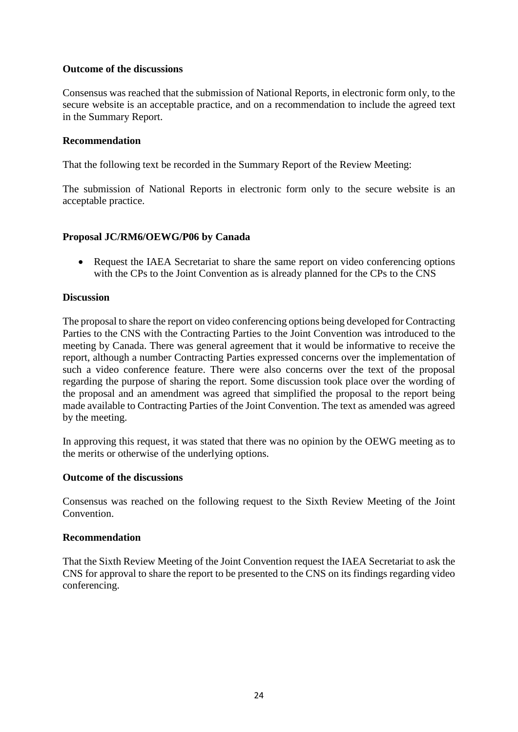**Outcome of the discussions**

Consensus was reached that the submission of National Reports, in electronic form only, to the secure website is an acceptable practice, and on a recommendation to include the agreed text in the Summary Report.

**Recommendation**

That the following text be recorded in the Summary Report of the Review Meeting:

The submission of National Reports in electronic form only to the secure website is an acceptable practice.

**Proposal JC/RM6/OEWG/P06 by Canada**

- Request the IAEA Secretariat to share the same report on video conferencing options with the CPs to the Joint Convention as is already planned for the CPs to the CNS

**Discussion**

The proposal to share the report on video conferencing options being developed for Contracting Parties to the CNS with the Contracting Parties to the Joint Convention was introduced to the meeting by Canada. There was general agreement that it would be informative to receive the report, although a number Contracting Parties expressed concerns over the implementation of such a video conference feature. There were also concerns over the text of the proposal regarding the purpose of sharing the report. Some discussion took place over the wording of the proposal and an amendment was agreed that simplified the proposal to the report being made available to Contracting Parties of the Joint Convention. The text as amended was agreed by the meeting.

In approving this request, it was stated that there was no opinion by the OEWG meeting as to the merits or otherwise of the underlying options.

**Outcome of the discussions**

Consensus was reached on the following request to the Sixth Review Meeting of the Joint Convention.

**Recommendation**

That the Sixth Review Meeting of the Joint Convention request the IAEA Secretariat to ask the CNS for approval to share the report to be presented to the CNS on its findings regarding video conferencing.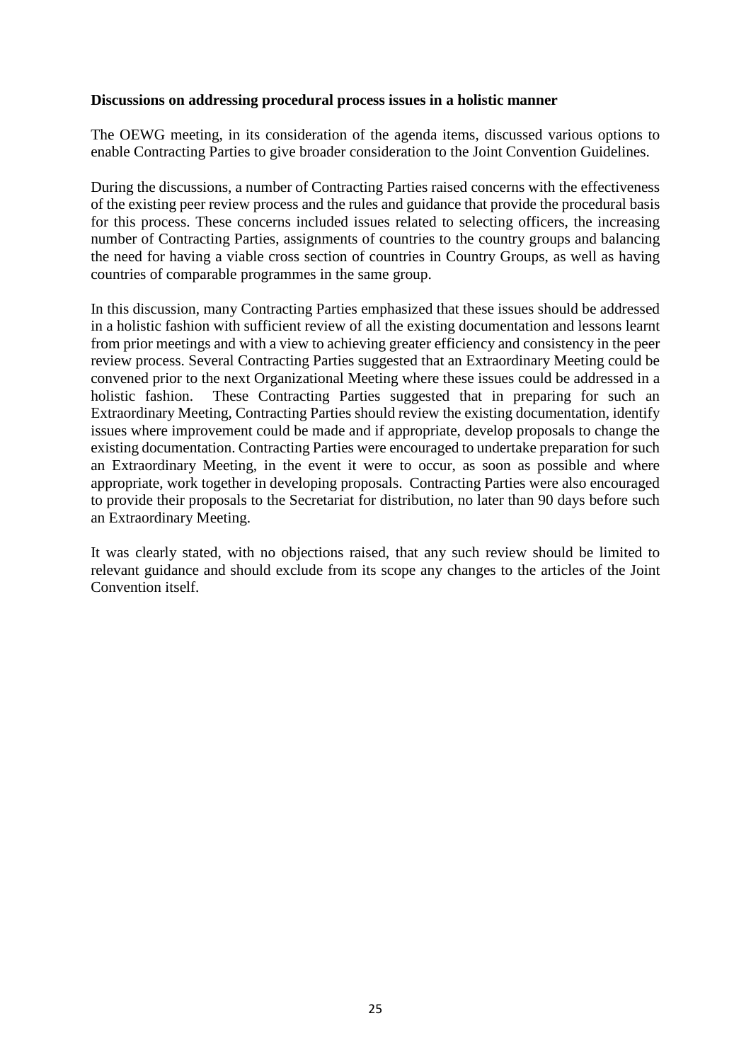**Discussions on addressing procedural process issues in a holistic manner**

The OEWG meeting, in its consideration of the agenda items, discussed various options to enable Contracting Parties to give broader consideration to the Joint Convention Guidelines.

During the discussions, a number of Contracting Parties raised concerns with the effectiveness of the existing peer review process and the rules and guidance that provide the procedural basis for this process. These concerns included issues related to selecting officers, the increasing number of Contracting Parties, assignments of countries to the country groups and balancing the need for having a viable cross section of countries in Country Groups, as well as having countries of comparable programmes in the same group.

In this discussion, many Contracting Parties emphasized that these issues should be addressed in a holistic fashion with sufficient review of all the existing documentation and lessons learnt from prior meetings and with a view to achieving greater efficiency and consistency in the peer review process. Several Contracting Parties suggested that an Extraordinary Meeting could be convened prior to the next Organizational Meeting where these issues could be addressed in a holistic fashion. These Contracting Parties suggested that in preparing for such an Extraordinary Meeting, Contracting Parties should review the existing documentation, identify issues where improvement could be made and if appropriate, develop proposals to change the existing documentation. Contracting Parties were encouraged to undertake preparation for such an Extraordinary Meeting, in the event it were to occur, as soon as possible and where appropriate, work together in developing proposals. Contracting Parties were also encouraged to provide their proposals to the Secretariat for distribution, no later than 90 days before such an Extraordinary Meeting.

It was clearly stated, with no objections raised, that any such review should be limited to relevant guidance and should exclude from its scope any changes to the articles of the Joint Convention itself.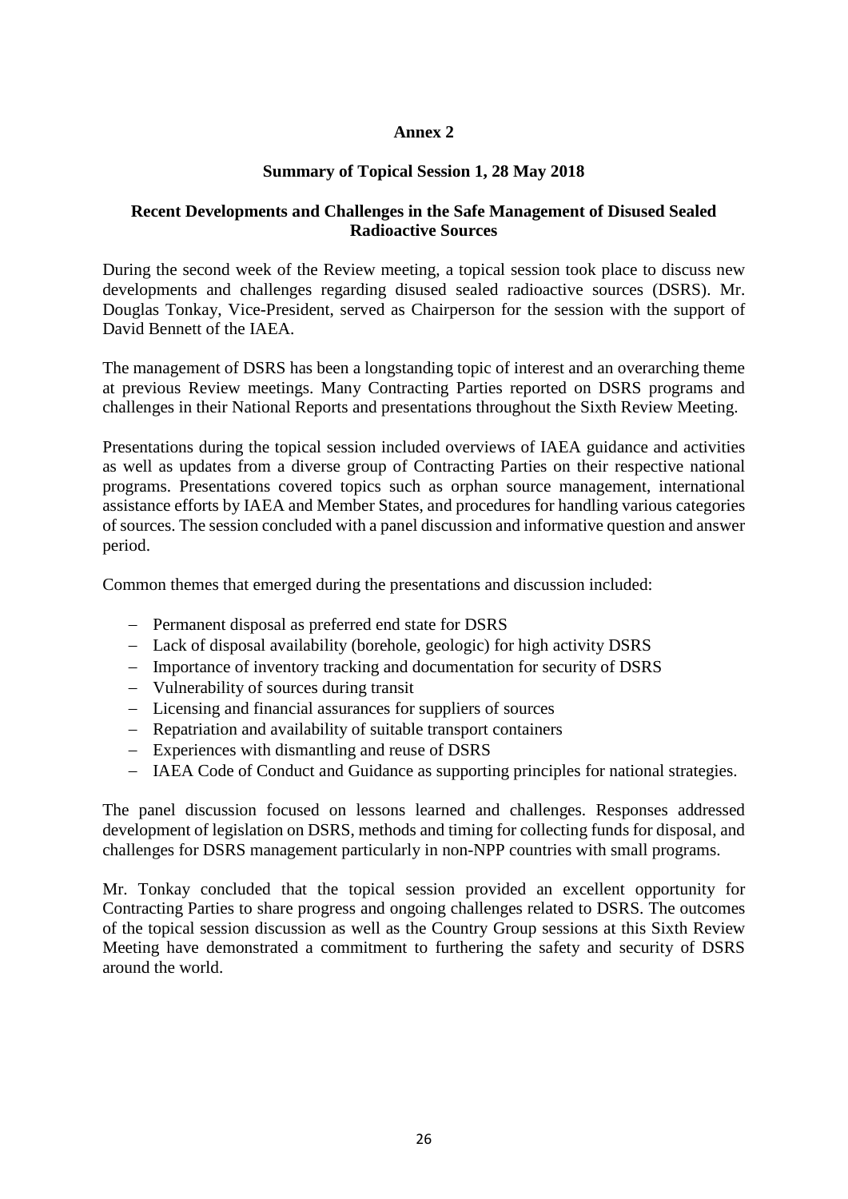# Annex 2

## Summary of Topical Session 1, 28 May 2018

### Recent Developments and Challenges in the Safe Management of Disused Sealed Radioactive Sources

During the second week of the Review meeting, a topical session took place to discuss new developments and challenges regarding disused sealed radioactive sources (DSRS). Mr. Douglas Tonkay, Vice-President, served as Chairperson for the session with the support of David Bennett of the IAEA.

The management of DSRS has been a longstanding topic of interest and an overarching theme at previous Review meetings. Many Contracting Parties reported on DSRS programs and challenges in their National Reports and presentations throughout the Sixth Review Meeting.

Presentations during the topical session included overviews of IAEA guidance and activities as well as updates from a diverse group of Contracting Parties on their respective national programs. Presentations covered topics such as orphan source management, international assistance efforts by IAEA and Member States, and procedures for handling various categories of sources. The session concluded with a panel discussion and informative question and answer period.

Common themes that emerged during the presentations and discussion included:

- Permanent disposal as preferred end state for DSRS
- Lack of disposal availability (borehole, geologic) for high activity DSRS
- Importance of inventory tracking and documentation for security of DSRS
- Vulnerability of sources during transit
- Licensing and financial assurances for suppliers of sources
- Repatriation and availability of suitable transport containers
- Experiences with dismantling and reuse of DSRS
- IAEA Code of Conduct and Guidance as supporting principles for national strategies.

The panel discussion focused on lessons learned and challenges. Responses addressed development of legislation on DSRS, methods and timing for collecting funds for disposal, and challenges for DSRS management particularly in non-NPP countries with small programs.

Mr. Tonkay concluded that the topical session provided an excellent opportunity for Contracting Parties to share progress and ongoing challenges related to DSRS. The outcomes of the topical session discussion as well as the Country Group sessions at this Sixth Review Meeting have demonstrated a commitment to furthering the safety and security of DSRS around the world.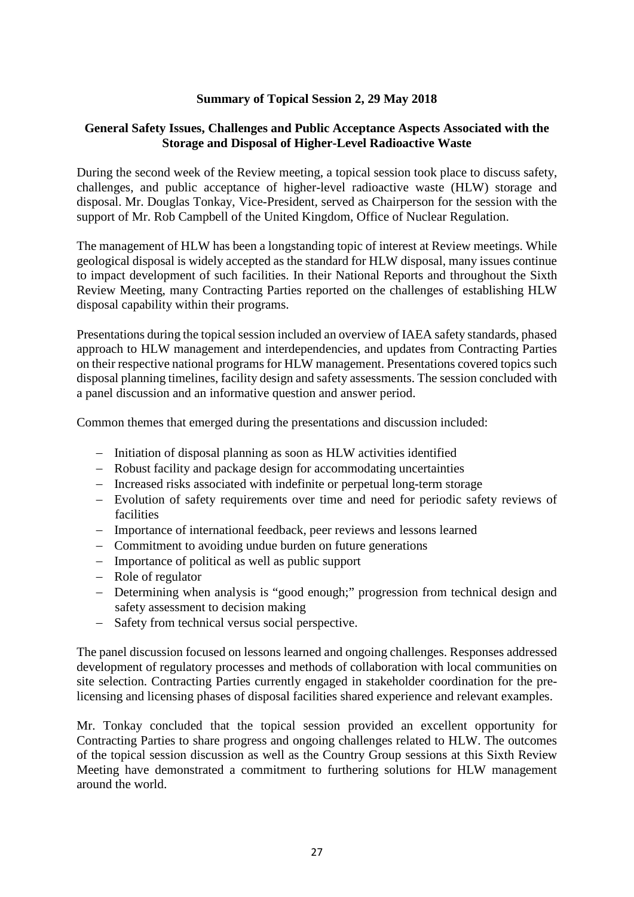**Summary of Topical Session 2, 29 May 2018**

**General Safety Issues, Challenges and Public Acceptance Aspects Associated with the Storage and Disposal of Higher-Level Radioactive Waste**

During the second week of the Review meeting, a topical session took place to discuss safety, challenges, and public acceptance of higher-level radioactive waste (HLW) storage and disposal. Mr. Douglas Tonkay, Vice-President, served as Chairperson for the session with the support of Mr. Rob Campbell of the United Kingdom, Office of Nuclear Regulation.

The management of HLW has been a longstanding topic of interest at Review meetings. While geological disposal is widely accepted as the standard for HLW disposal, many issues continue to impact development of such facilities. In their National Reports and throughout the Sixth Review Meeting, many Contracting Parties reported on the challenges of establishing HLW disposal capability within their programs.

Presentations during the topical session included an overview of IAEA safety standards, phased approach to HLW management and interdependencies, and updates from Contracting Parties on their respective national programs for HLW management. Presentations covered topics such disposal planning timelines, facility design and safety assessments. The session concluded with a panel discussion and an informative question and answer period.

Common themes that emerged during the presentations and discussion included:

- Initiation of disposal planning as soon as HLW activities identified
- Robust facility and package design for accommodating uncertainties
- Increased risks associated with indefinite or perpetual long-term storage
- Evolution of safety requirements over time and need for periodic safety reviews of facilities
- Importance of international feedback, peer reviews and lessons learned
- Commitment to avoiding undue burden on future generations
- Importance of political as well as public support
- Role of regulator
- Determining when analysis is "good enough;" progression from technical design and safety assessment to decision making
- Safety from technical versus social perspective.

The panel discussion focused on lessons learned and ongoing challenges. Responses addressed development of regulatory processes and methods of collaboration with local communities on site selection. Contracting Parties currently engaged in stakeholder coordination for the pre-licensing and licensing phases of disposal facilities shared experience and relevant examples.

Mr. Tonkay concluded that the topical session provided an excellent opportunity for Contracting Parties to share progress and ongoing challenges related to HLW. The outcomes of the topical session discussion as well as the Country Group sessions at this Sixth Review Meeting have demonstrated a commitment to furthering solutions for HLW management around the world.